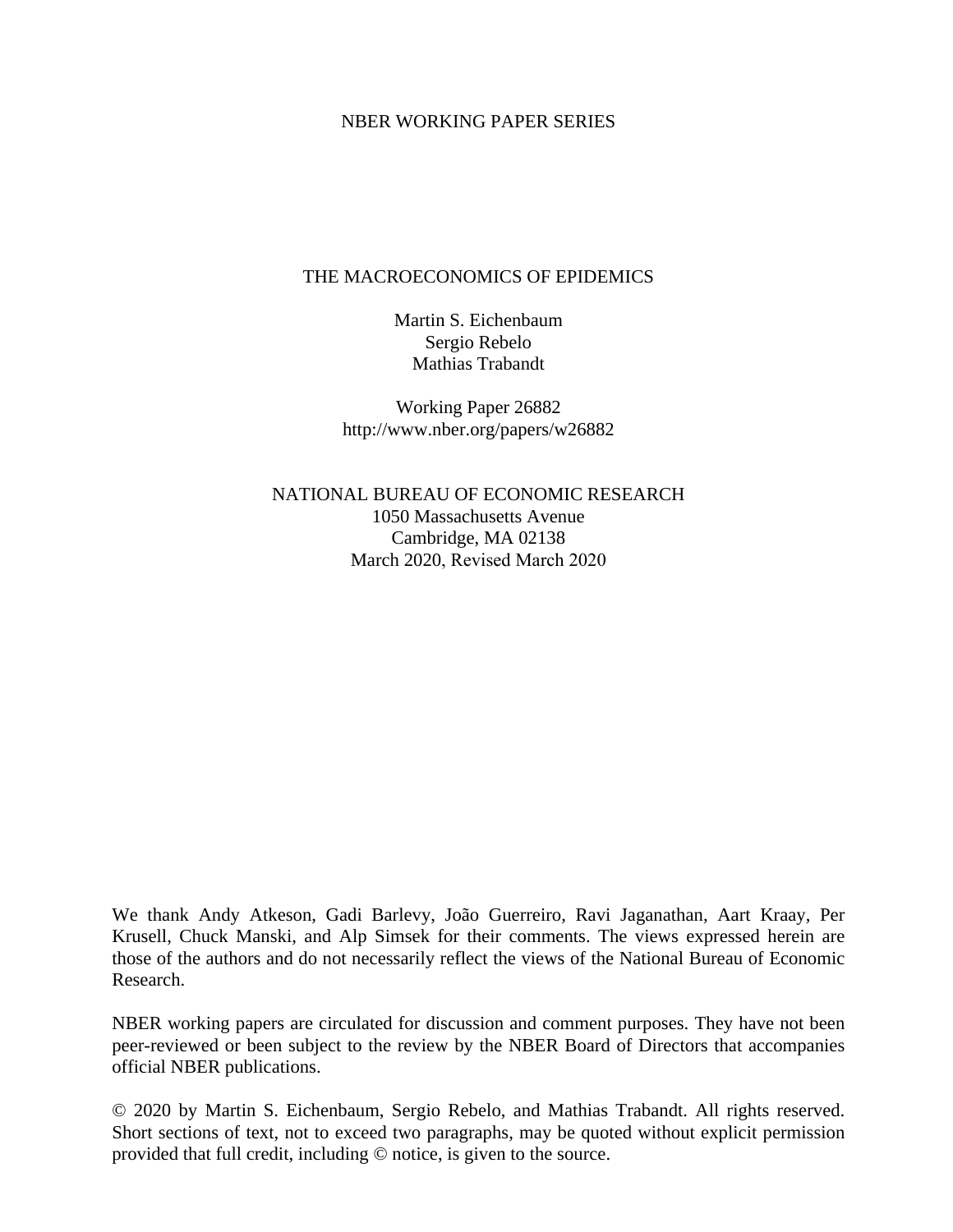NBER WORKING PAPER SERIES

# THE MACROECONOMICS OF EPIDEMICS

Martin S. Eichenbaum
Sergio Rebelo
Mathias Trabandt

Working Paper 26882
http://www.nber.org/papers/w26882

NATIONAL BUREAU OF ECONOMIC RESEARCH
1050 Massachusetts Avenue
Cambridge, MA 02138
March 2020, Revised March 2020

We thank Andy Atkeson, Gadi Barlevy, João Guerreiro, Ravi Jaganathan, Aart Kraay, Per Krusell, Chuck Manski, and Alp Simsek for their comments. The views expressed herein are those of the authors and do not necessarily reflect the views of the National Bureau of Economic Research.

NBER working papers are circulated for discussion and comment purposes. They have not been peer-reviewed or been subject to the review by the NBER Board of Directors that accompanies official NBER publications.

© 2020 by Martin S. Eichenbaum, Sergio Rebelo, and Mathias Trabandt. All rights reserved. Short sections of text, not to exceed two paragraphs, may be quoted without explicit permission provided that full credit, including © notice, is given to the source.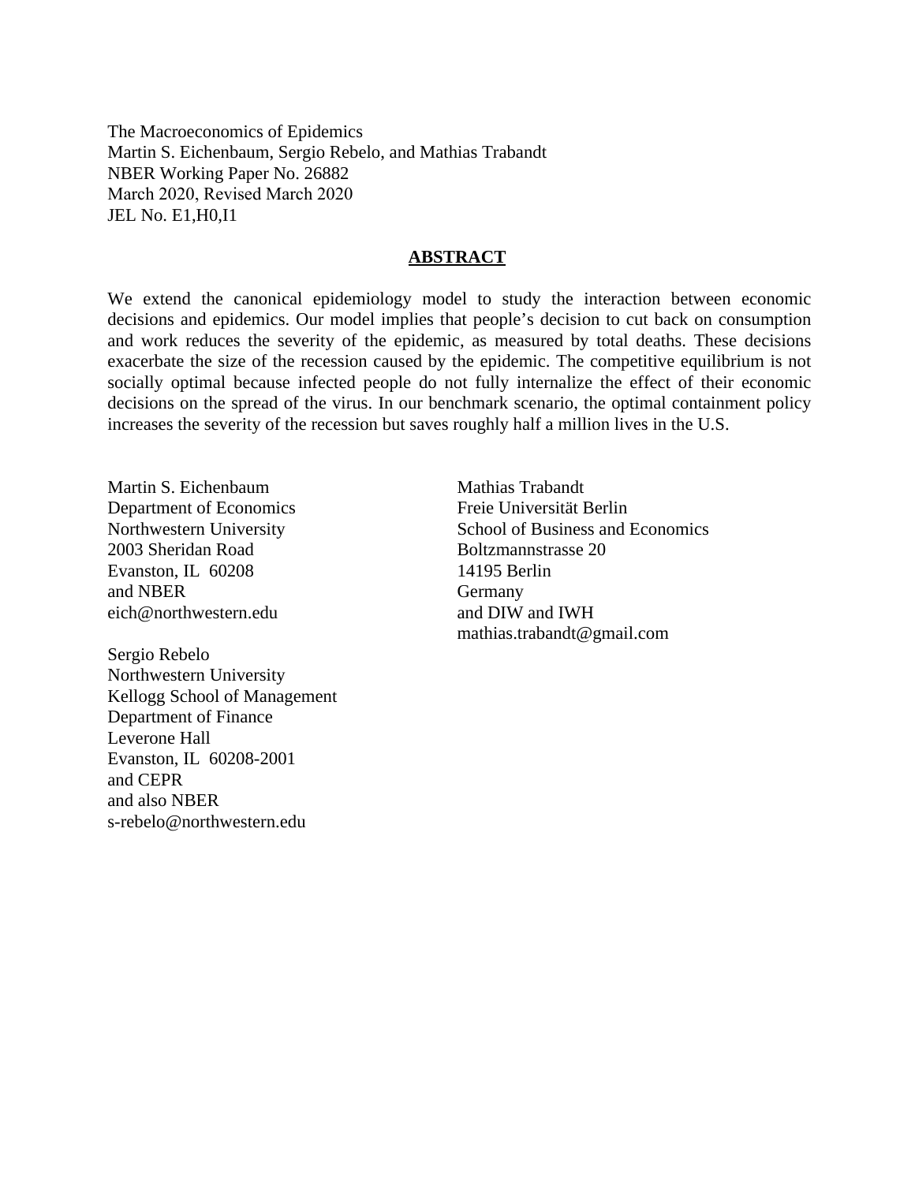The Macroeconomics of Epidemics
Martin S. Eichenbaum, Sergio Rebelo, and Mathias Trabandt
NBER Working Paper No. 26882
March 2020, Revised March 2020
JEL No. E1,H0,I1

## ABSTRACT

We extend the canonical epidemiology model to study the interaction between economic decisions and epidemics. Our model implies that people's decision to cut back on consumption and work reduces the severity of the epidemic, as measured by total deaths. These decisions exacerbate the size of the recession caused by the epidemic. The competitive equilibrium is not socially optimal because infected people do not fully internalize the effect of their economic decisions on the spread of the virus. In our benchmark scenario, the optimal containment policy increases the severity of the recession but saves roughly half a million lives in the U.S.

Martin S. Eichenbaum
Department of Economics
Northwestern University
2003 Sheridan Road
Evanston, IL 60208
and NBER
eich@northwestern.edu

Sergio Rebelo
Northwestern University
Kellogg School of Management
Department of Finance
Leverone Hall
Evanston, IL 60208-2001
and CEPR
and also NBER
s-rebelo@northwestern.edu

Mathias Trabandt
Freie Universität Berlin
School of Business and Economics
Boltzmannstrasse 20
14195 Berlin
Germany
and DIW and IWH
mathias.trabandt@gmail.com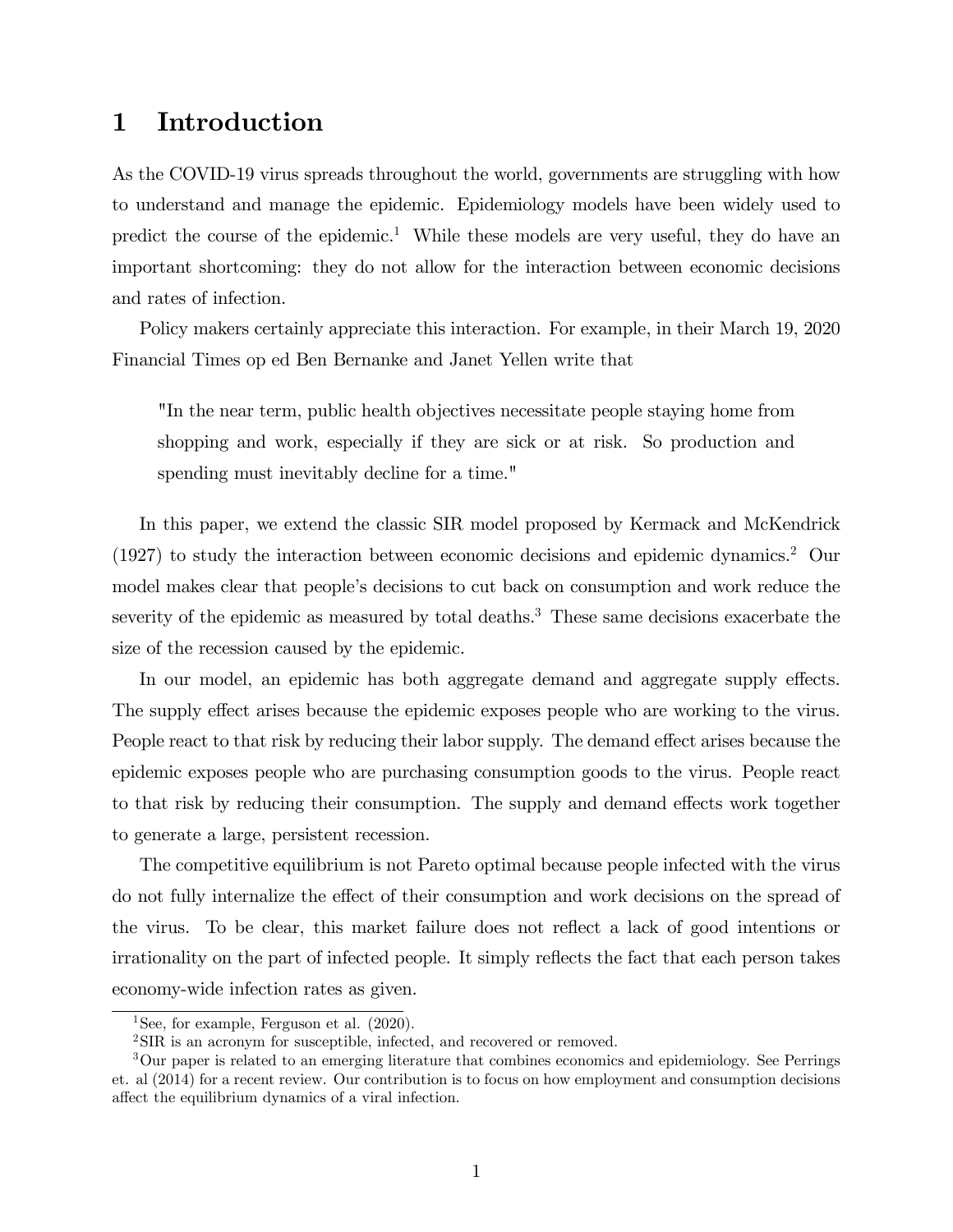# 1 Introduction

As the COVID-19 virus spreads throughout the world, governments are struggling with how to understand and manage the epidemic. Epidemiology models have been widely used to predict the course of the epidemic.[1] While these models are very useful, they do have an important shortcoming: they do not allow for the interaction between economic decisions and rates of infection.

Policy makers certainly appreciate this interaction. For example, in their March 19, 2020 Financial Times op ed Ben Bernanke and Janet Yellen write that

> "In the near term, public health objectives necessitate people staying home from shopping and work, especially if they are sick or at risk. So production and spending must inevitably decline for a time."

In this paper, we extend the classic SIR model proposed by Kermack and McKendrick (1927) to study the interaction between economic decisions and epidemic dynamics.[2] Our model makes clear that people's decisions to cut back on consumption and work reduce the severity of the epidemic as measured by total deaths.[3] These same decisions exacerbate the size of the recession caused by the epidemic.

In our model, an epidemic has both aggregate demand and aggregate supply effects. The supply effect arises because the epidemic exposes people who are working to the virus. People react to that risk by reducing their labor supply. The demand effect arises because the epidemic exposes people who are purchasing consumption goods to the virus. People react to that risk by reducing their consumption. The supply and demand effects work together to generate a large, persistent recession.

The competitive equilibrium is not Pareto optimal because people infected with the virus do not fully internalize the effect of their consumption and work decisions on the spread of the virus. To be clear, this market failure does not reflect a lack of good intentions or irrationality on the part of infected people. It simply reflects the fact that each person takes economy-wide infection rates as given.

---

[1] See, for example, Ferguson et al. (2020).

[2] SIR is an acronym for susceptible, infected, and recovered or removed.

[3] Our paper is related to an emerging literature that combines economics and epidemiology. See Perrings et. al (2014) for a recent review. Our contribution is to focus on how employment and consumption decisions affect the equilibrium dynamics of a viral infection.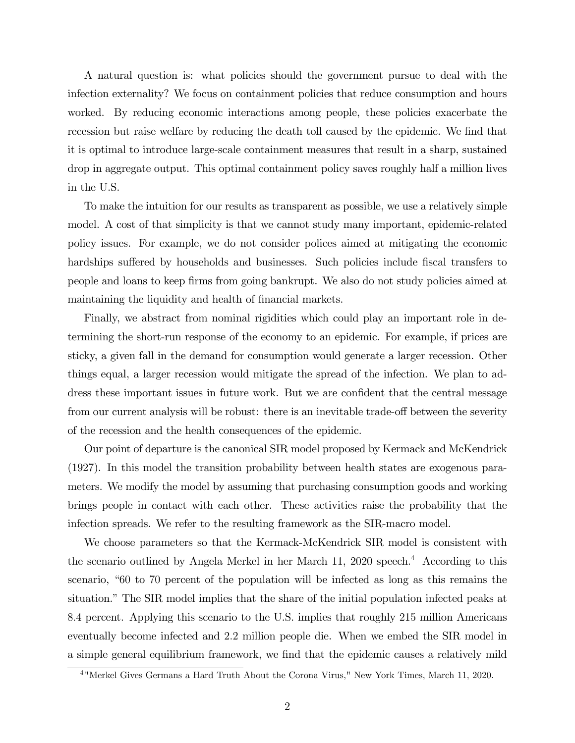A natural question is: what policies should the government pursue to deal with the infection externality? We focus on containment policies that reduce consumption and hours worked. By reducing economic interactions among people, these policies exacerbate the recession but raise welfare by reducing the death toll caused by the epidemic. We find that it is optimal to introduce large-scale containment measures that result in a sharp, sustained drop in aggregate output. This optimal containment policy saves roughly half a million lives in the U.S.

To make the intuition for our results as transparent as possible, we use a relatively simple model. A cost of that simplicity is that we cannot study many important, epidemic-related policy issues. For example, we do not consider polices aimed at mitigating the economic hardships suffered by households and businesses. Such policies include fiscal transfers to people and loans to keep firms from going bankrupt. We also do not study policies aimed at maintaining the liquidity and health of financial markets.

Finally, we abstract from nominal rigidities which could play an important role in determining the short-run response of the economy to an epidemic. For example, if prices are sticky, a given fall in the demand for consumption would generate a larger recession. Other things equal, a larger recession would mitigate the spread of the infection. We plan to address these important issues in future work. But we are confident that the central message from our current analysis will be robust: there is an inevitable trade-off between the severity of the recession and the health consequences of the epidemic.

Our point of departure is the canonical SIR model proposed by Kermack and McKendrick (1927). In this model the transition probability between health states are exogenous parameters. We modify the model by assuming that purchasing consumption goods and working brings people in contact with each other. These activities raise the probability that the infection spreads. We refer to the resulting framework as the SIR-macro model.

We choose parameters so that the Kermack-McKendrick SIR model is consistent with the scenario outlined by Angela Merkel in her March 11, 2020 speech.[4] According to this scenario, "60 to 70 percent of the population will be infected as long as this remains the situation." The SIR model implies that the share of the initial population infected peaks at 8.4 percent. Applying this scenario to the U.S. implies that roughly 215 million Americans eventually become infected and 2.2 million people die. When we embed the SIR model in a simple general equilibrium framework, we find that the epidemic causes a relatively mild

[4] "Merkel Gives Germans a Hard Truth About the Corona Virus," New York Times, March 11, 2020.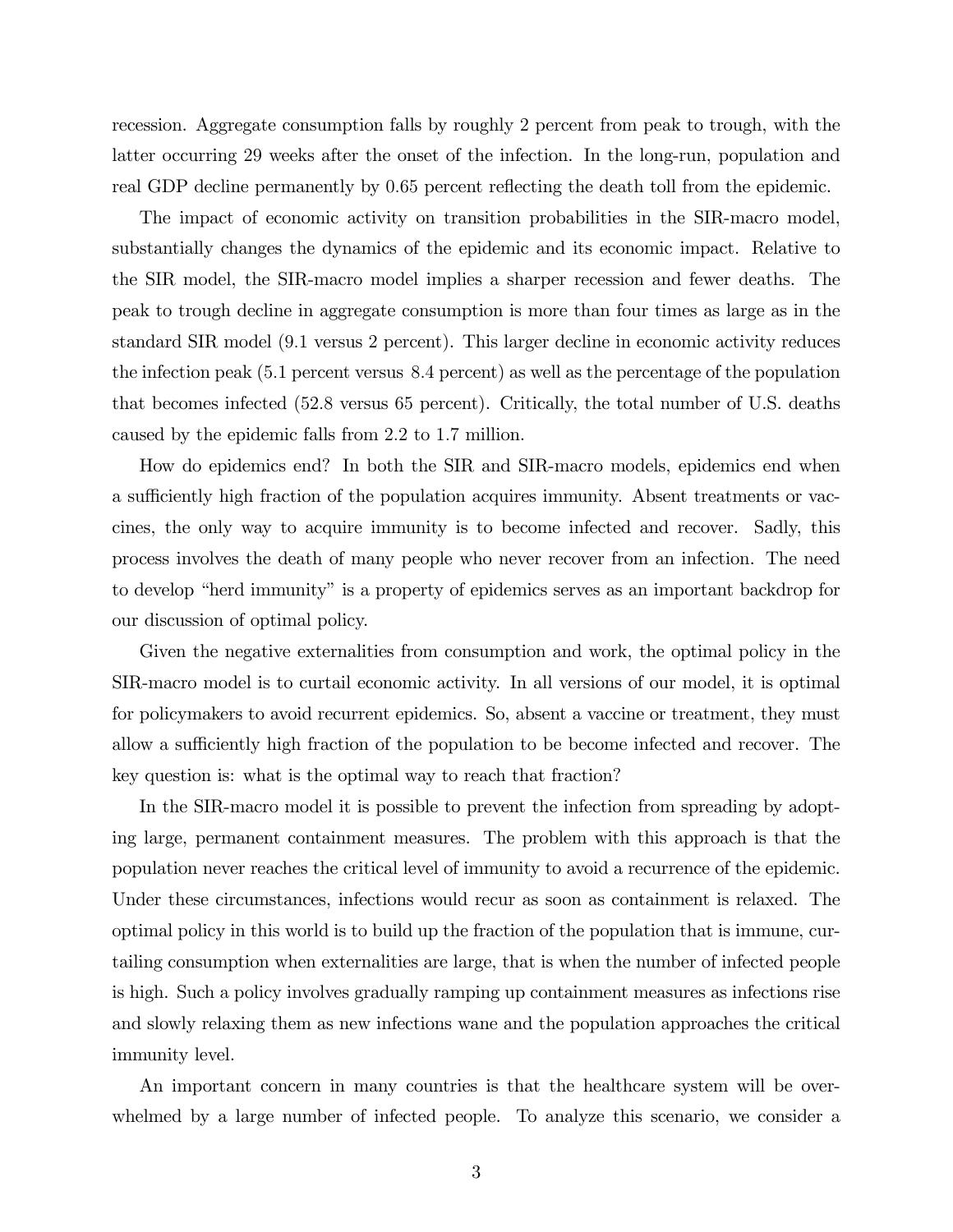recession. Aggregate consumption falls by roughly 2 percent from peak to trough, with the latter occurring 29 weeks after the onset of the infection. In the long-run, population and real GDP decline permanently by 0.65 percent reflecting the death toll from the epidemic.

The impact of economic activity on transition probabilities in the SIR-macro model, substantially changes the dynamics of the epidemic and its economic impact. Relative to the SIR model, the SIR-macro model implies a sharper recession and fewer deaths. The peak to trough decline in aggregate consumption is more than four times as large as in the standard SIR model (9.1 versus 2 percent). This larger decline in economic activity reduces the infection peak (5.1 percent versus 8.4 percent) as well as the percentage of the population that becomes infected (52.8 versus 65 percent). Critically, the total number of U.S. deaths caused by the epidemic falls from 2.2 to 1.7 million.

How do epidemics end? In both the SIR and SIR-macro models, epidemics end when a sufficiently high fraction of the population acquires immunity. Absent treatments or vaccines, the only way to acquire immunity is to become infected and recover. Sadly, this process involves the death of many people who never recover from an infection. The need to develop "herd immunity" is a property of epidemics serves as an important backdrop for our discussion of optimal policy.

Given the negative externalities from consumption and work, the optimal policy in the SIR-macro model is to curtail economic activity. In all versions of our model, it is optimal for policymakers to avoid recurrent epidemics. So, absent a vaccine or treatment, they must allow a sufficiently high fraction of the population to be become infected and recover. The key question is: what is the optimal way to reach that fraction?

In the SIR-macro model it is possible to prevent the infection from spreading by adopting large, permanent containment measures. The problem with this approach is that the population never reaches the critical level of immunity to avoid a recurrence of the epidemic. Under these circumstances, infections would recur as soon as containment is relaxed. The optimal policy in this world is to build up the fraction of the population that is immune, curtailing consumption when externalities are large, that is when the number of infected people is high. Such a policy involves gradually ramping up containment measures as infections rise and slowly relaxing them as new infections wane and the population approaches the critical immunity level.

An important concern in many countries is that the healthcare system will be overwhelmed by a large number of infected people. To analyze this scenario, we consider a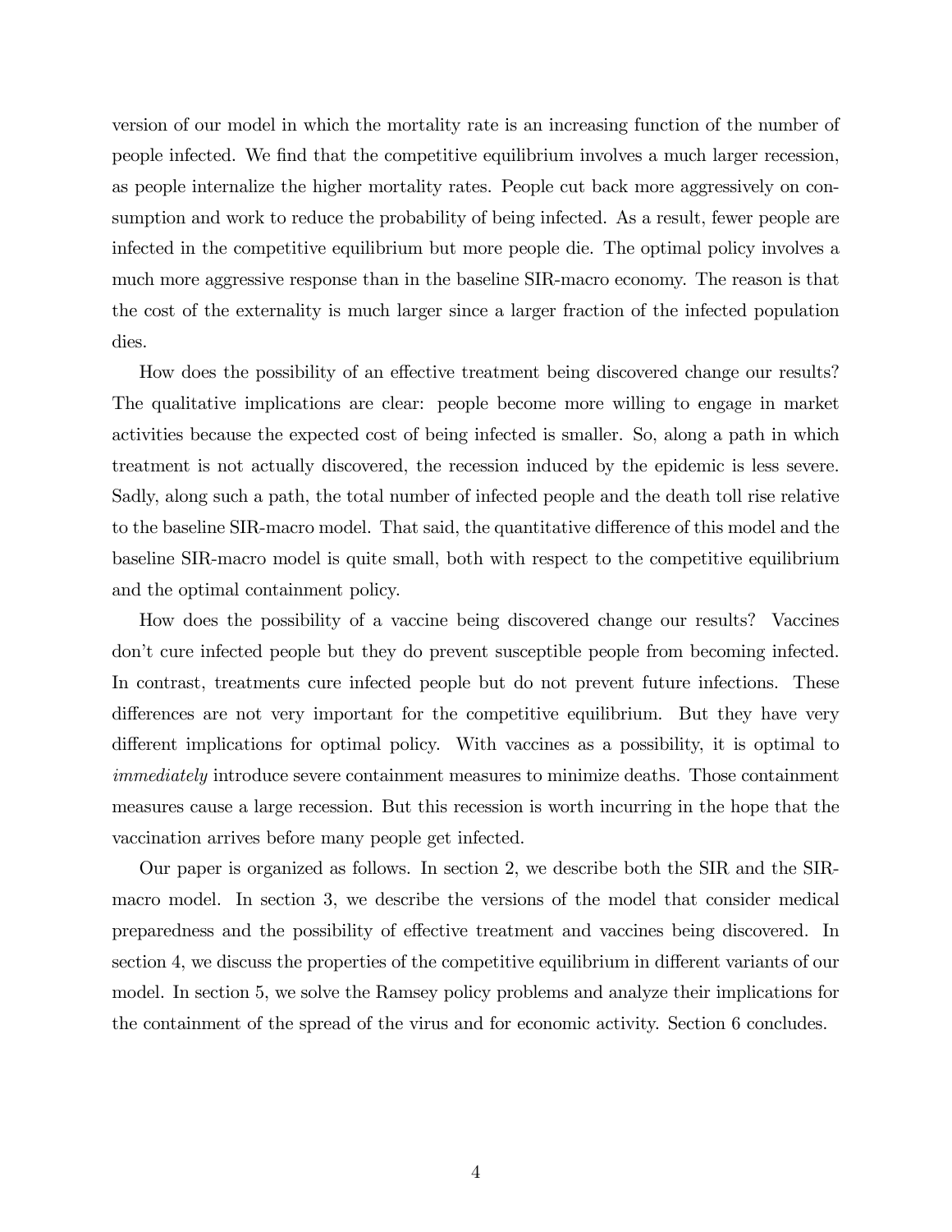version of our model in which the mortality rate is an increasing function of the number of people infected. We find that the competitive equilibrium involves a much larger recession, as people internalize the higher mortality rates. People cut back more aggressively on consumption and work to reduce the probability of being infected. As a result, fewer people are infected in the competitive equilibrium but more people die. The optimal policy involves a much more aggressive response than in the baseline SIR-macro economy. The reason is that the cost of the externality is much larger since a larger fraction of the infected population dies.

How does the possibility of an effective treatment being discovered change our results? The qualitative implications are clear: people become more willing to engage in market activities because the expected cost of being infected is smaller. So, along a path in which treatment is not actually discovered, the recession induced by the epidemic is less severe. Sadly, along such a path, the total number of infected people and the death toll rise relative to the baseline SIR-macro model. That said, the quantitative difference of this model and the baseline SIR-macro model is quite small, both with respect to the competitive equilibrium and the optimal containment policy.

How does the possibility of a vaccine being discovered change our results? Vaccines don't cure infected people but they do prevent susceptible people from becoming infected. In contrast, treatments cure infected people but do not prevent future infections. These differences are not very important for the competitive equilibrium. But they have very different implications for optimal policy. With vaccines as a possibility, it is optimal to *immediately* introduce severe containment measures to minimize deaths. Those containment measures cause a large recession. But this recession is worth incurring in the hope that the vaccination arrives before many people get infected.

Our paper is organized as follows. In section 2, we describe both the SIR and the SIR-macro model. In section 3, we describe the versions of the model that consider medical preparedness and the possibility of effective treatment and vaccines being discovered. In section 4, we discuss the properties of the competitive equilibrium in different variants of our model. In section 5, we solve the Ramsey policy problems and analyze their implications for the containment of the spread of the virus and for economic activity. Section 6 concludes.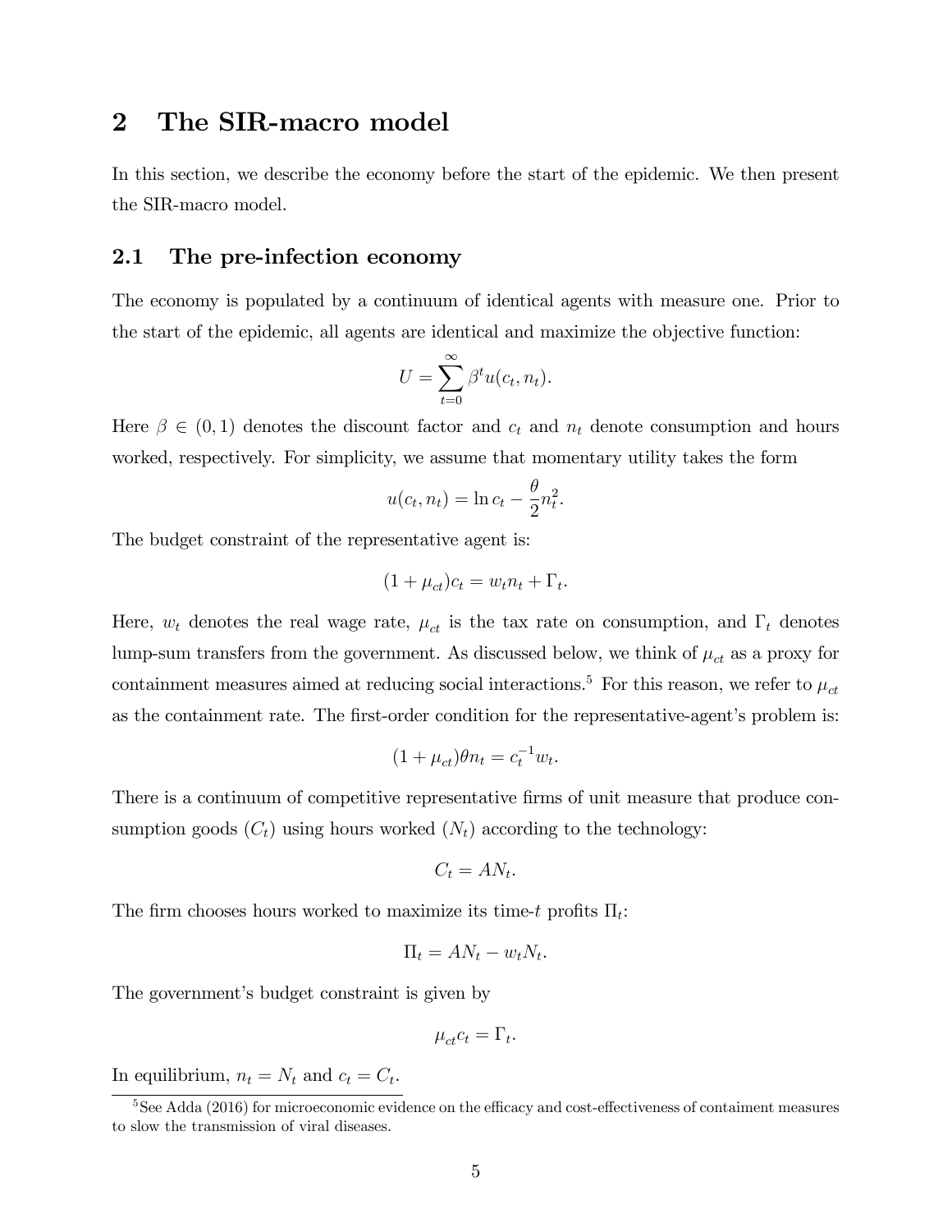# 2 The SIR-macro model

In this section, we describe the economy before the start of the epidemic. We then present the SIR-macro model.

## 2.1 The pre-infection economy

The economy is populated by a continuum of identical agents with measure one. Prior to the start of the epidemic, all agents are identical and maximize the objective function:

$$U = \sum_{t=0}^{\infty} \beta^t u(c_t, n_t).$$

Here $\beta \in (0, 1)$ denotes the discount factor and $c_t$ and $n_t$ denote consumption and hours worked, respectively. For simplicity, we assume that momentary utility takes the form

$$u(c_t, n_t) = \ln c_t - \frac{\theta}{2} n_t^2.$$

The budget constraint of the representative agent is:

$$(1 + \mu_{ct}) c_t = w_t n_t + \Gamma_t.$$

Here, $w_t$ denotes the real wage rate, $\mu_{ct}$ is the tax rate on consumption, and $\Gamma_t$ denotes lump-sum transfers from the government. As discussed below, we think of $\mu_{ct}$ as a proxy for containment measures aimed at reducing social interactions.[5] For this reason, we refer to $\mu_{ct}$ as the containment rate. The first-order condition for the representative-agent's problem is:

$$(1 + \mu_{ct}) \theta n_t = c_t^{-1} w_t.$$

There is a continuum of competitive representative firms of unit measure that produce consumption goods ($C_t$) using hours worked ($N_t$) according to the technology:

$$C_t = A N_t.$$

The firm chooses hours worked to maximize its time-$t$ profits $\Pi_t$:

$$\Pi_t = A N_t - w_t N_t.$$

The government's budget constraint is given by

$$\mu_{ct} c_t = \Gamma_t.$$

In equilibrium, $n_t = N_t$ and $c_t = C_t$.

[5] See Adda (2016) for microeconomic evidence on the efficacy and cost-effectiveness of contaiment measures to slow the transmission of viral diseases.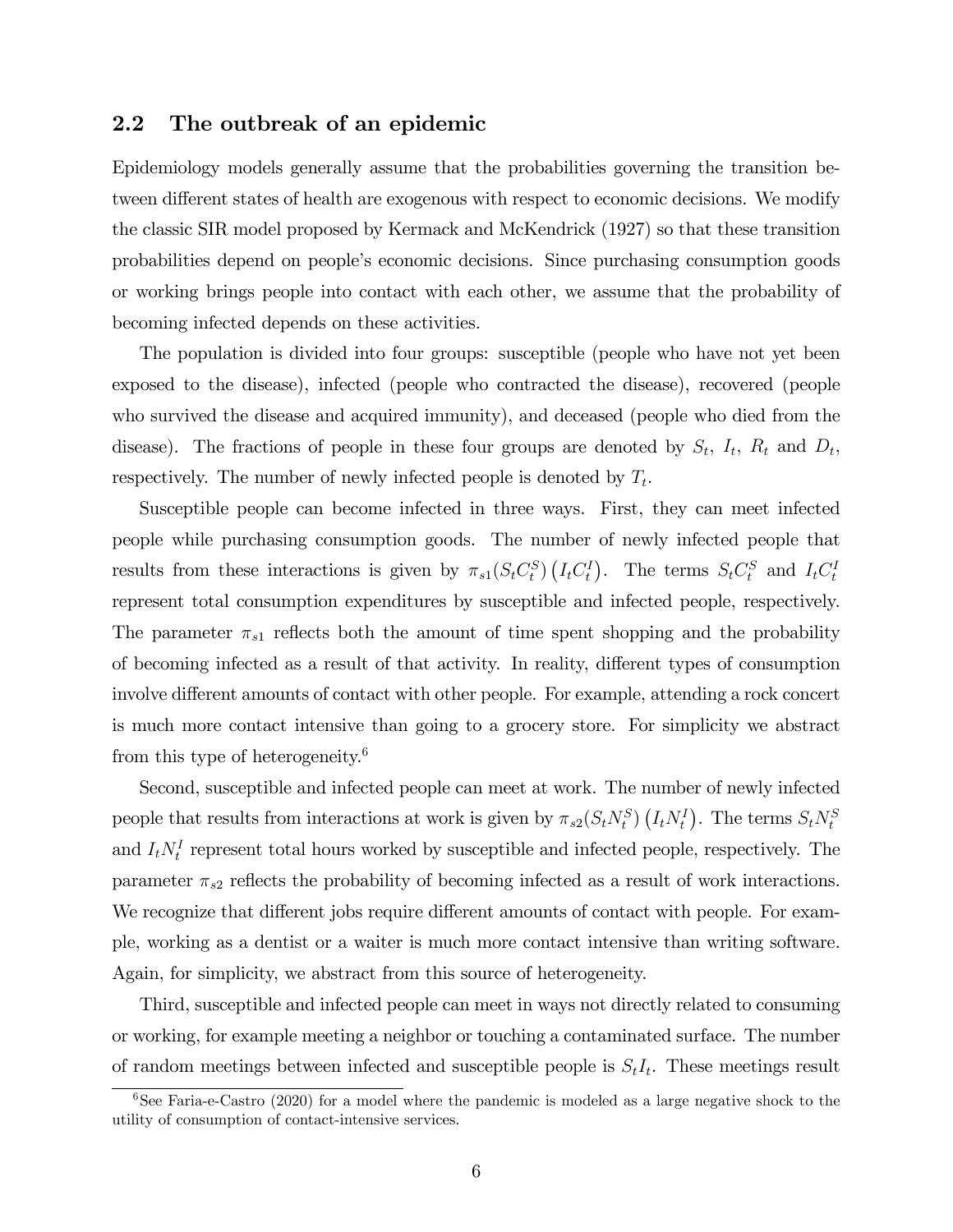## 2.2 The outbreak of an epidemic

Epidemiology models generally assume that the probabilities governing the transition between different states of health are exogenous with respect to economic decisions. We modify the classic SIR model proposed by Kermack and McKendrick (1927) so that these transition probabilities depend on people's economic decisions. Since purchasing consumption goods or working brings people into contact with each other, we assume that the probability of becoming infected depends on these activities.

The population is divided into four groups: susceptible (people who have not yet been exposed to the disease), infected (people who contracted the disease), recovered (people who survived the disease and acquired immunity), and deceased (people who died from the disease). The fractions of people in these four groups are denoted by $S_t$, $I_t$, $R_t$ and $D_t$, respectively. The number of newly infected people is denoted by $T_t$.

Susceptible people can become infected in three ways. First, they can meet infected people while purchasing consumption goods. The number of newly infected people that results from these interactions is given by $\pi_{s1}(S_t C_t^S)\left(I_t C_t^I\right)$. The terms $S_t C_t^S$ and $I_t C_t^I$ represent total consumption expenditures by susceptible and infected people, respectively. The parameter $\pi_{s1}$ reflects both the amount of time spent shopping and the probability of becoming infected as a result of that activity. In reality, different types of consumption involve different amounts of contact with other people. For example, attending a rock concert is much more contact intensive than going to a grocery store. For simplicity we abstract from this type of heterogeneity.[6]

Second, susceptible and infected people can meet at work. The number of newly infected people that results from interactions at work is given by $\pi_{s2}(S_t N_t^S)\left(I_t N_t^I\right)$. The terms $S_t N_t^S$ and $I_t N_t^I$ represent total hours worked by susceptible and infected people, respectively. The parameter $\pi_{s2}$ reflects the probability of becoming infected as a result of work interactions. We recognize that different jobs require different amounts of contact with people. For example, working as a dentist or a waiter is much more contact intensive than writing software. Again, for simplicity, we abstract from this source of heterogeneity.

Third, susceptible and infected people can meet in ways not directly related to consuming or working, for example meeting a neighbor or touching a contaminated surface. The number of random meetings between infected and susceptible people is $S_t I_t$. These meetings result

[6] See Faria-e-Castro (2020) for a model where the pandemic is modeled as a large negative shock to the utility of consumption of contact-intensive services.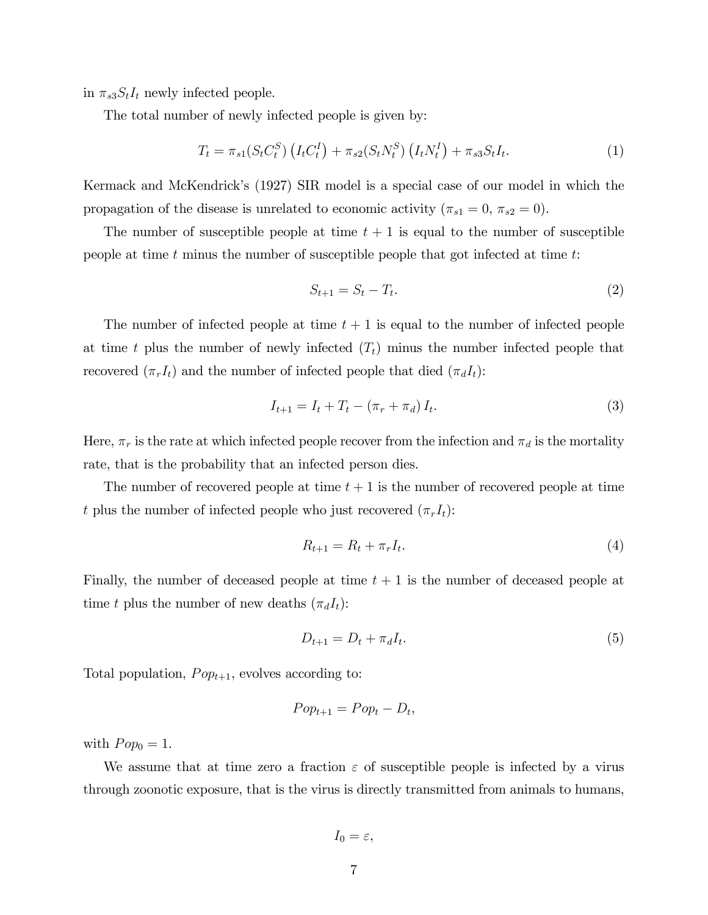in $\pi_{s3} S_t I_t$ newly infected people.

The total number of newly infected people is given by:

$$T_t = \pi_{s1}(S_t C_t^S) \left(I_t C_t^I\right) + \pi_{s2}(S_t N_t^S) \left(I_t N_t^I\right) + \pi_{s3} S_t I_t. \tag{1}$$

Kermack and McKendrick's (1927) SIR model is a special case of our model in which the propagation of the disease is unrelated to economic activity ($\pi_{s1} = 0$, $\pi_{s2} = 0$).

The number of susceptible people at time $t+1$ is equal to the number of susceptible people at time $t$ minus the number of susceptible people that got infected at time $t$:

$$S_{t+1} = S_t - T_t. \tag{2}$$

The number of infected people at time $t+1$ is equal to the number of infected people at time $t$ plus the number of newly infected ($T_t$) minus the number infected people that recovered ($\pi_r I_t$) and the number of infected people that died ($\pi_d I_t$):

$$I_{t+1} = I_t + T_t - (\pi_r + \pi_d) I_t. \tag{3}$$

Here, $\pi_r$ is the rate at which infected people recover from the infection and $\pi_d$ is the mortality rate, that is the probability that an infected person dies.

The number of recovered people at time $t+1$ is the number of recovered people at time $t$ plus the number of infected people who just recovered ($\pi_r I_t$):

$$R_{t+1} = R_t + \pi_r I_t. \tag{4}$$

Finally, the number of deceased people at time $t+1$ is the number of deceased people at time $t$ plus the number of new deaths ($\pi_d I_t$):

$$D_{t+1} = D_t + \pi_d I_t. \tag{5}$$

Total population, $Pop_{t+1}$, evolves according to:

$$Pop_{t+1} = Pop_t - D_t,$$

with $Pop_0 = 1$.

We assume that at time zero a fraction $\varepsilon$ of susceptible people is infected by a virus through zoonotic exposure, that is the virus is directly transmitted from animals to humans,

$$I_0 = \varepsilon,$$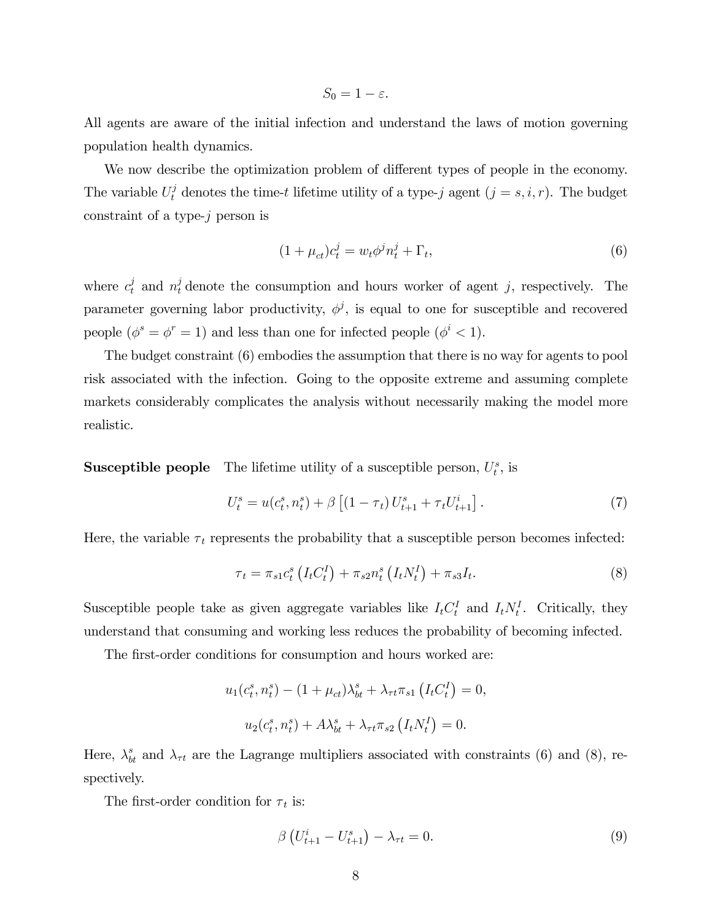$$S_0 = 1 - \varepsilon.$$

All agents are aware of the initial infection and understand the laws of motion governing population health dynamics.

We now describe the optimization problem of different types of people in the economy. The variable $U_t^j$ denotes the time-$t$ lifetime utility of a type-$j$ agent ($j = s, i, r$). The budget constraint of a type-$j$ person is

$$(1 + \mu_{ct})c_t^j = w_t \phi^j n_t^j + \Gamma_t, \tag{6}$$

where $c_t^j$ and $n_t^j$ denote the consumption and hours worker of agent $j$, respectively. The parameter governing labor productivity, $\phi^j$, is equal to one for susceptible and recovered people ($\phi^s = \phi^r = 1$) and less than one for infected people ($\phi^i < 1$).

The budget constraint (6) embodies the assumption that there is no way for agents to pool risk associated with the infection. Going to the opposite extreme and assuming complete markets considerably complicates the analysis without necessarily making the model more realistic.

**Susceptible people** The lifetime utility of a susceptible person, $U_t^s$, is

$$U_t^s = u(c_t^s, n_t^s) + \beta \left[ (1 - \tau_t) U_{t+1}^s + \tau_t U_{t+1}^i \right]. \tag{7}$$

Here, the variable $\tau_t$ represents the probability that a susceptible person becomes infected:

$$\tau_t = \pi_{s1} c_t^s \left( I_t C_t^I \right) + \pi_{s2} n_t^s \left( I_t N_t^I \right) + \pi_{s3} I_t. \tag{8}$$

Susceptible people take as given aggregate variables like $I_t C_t^I$ and $I_t N_t^I$. Critically, they understand that consuming and working less reduces the probability of becoming infected.

The first-order conditions for consumption and hours worked are:

$$u_1(c_t^s, n_t^s) - (1 + \mu_{ct}) \lambda_{bt}^s + \lambda_{\tau t} \pi_{s1} \left( I_t C_t^I \right) = 0,$$

$$u_2(c_t^s, n_t^s) + A \lambda_{bt}^s + \lambda_{\tau t} \pi_{s2} \left( I_t N_t^I \right) = 0.$$

Here, $\lambda_{bt}^s$ and $\lambda_{\tau t}$ are the Lagrange multipliers associated with constraints (6) and (8), respectively.

The first-order condition for $\tau_t$ is:

$$\beta \left( U_{t+1}^i - U_{t+1}^s \right) - \lambda_{\tau t} = 0. \tag{9}$$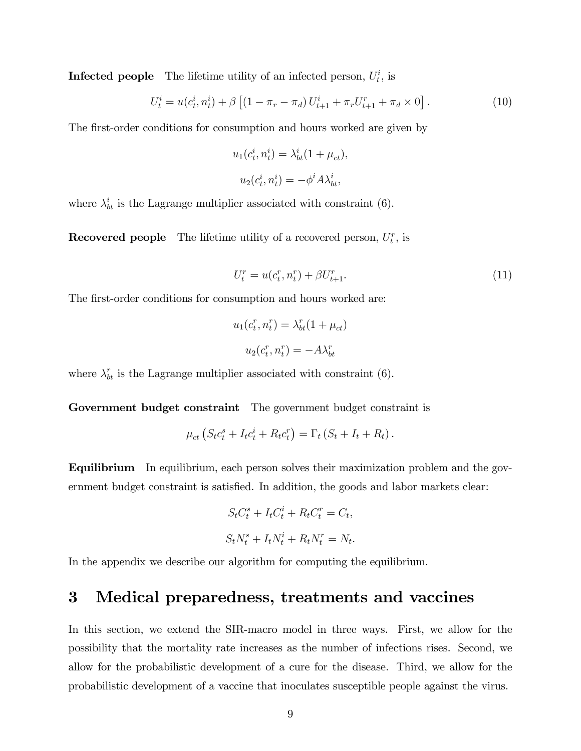**Infected people** The lifetime utility of an infected person, $U_t^i$, is

$$U_t^i = u(c_t^i, n_t^i) + \beta \left[ (1 - \pi_r - \pi_d) U_{t+1}^i + \pi_r U_{t+1}^r + \pi_d \times 0 \right]. \tag{10}$$

The first-order conditions for consumption and hours worked are given by

$$u_1(c_t^i, n_t^i) = \lambda_{bt}^i (1 + \mu_{ct}),$$

$$u_2(c_t^i, n_t^i) = -\phi^i A \lambda_{bt}^i,$$

where $\lambda_{bt}^i$ is the Lagrange multiplier associated with constraint (6).

**Recovered people** The lifetime utility of a recovered person, $U_t^r$, is

$$U_t^r = u(c_t^r, n_t^r) + \beta U_{t+1}^r. \tag{11}$$

The first-order conditions for consumption and hours worked are:

$$u_1(c_t^r, n_t^r) = \lambda_{bt}^r (1 + \mu_{ct})$$

$$u_2(c_t^r, n_t^r) = -A \lambda_{bt}^r$$

where $\lambda_{bt}^r$ is the Lagrange multiplier associated with constraint (6).

**Government budget constraint** The government budget constraint is

$$\mu_{ct} \left( S_t c_t^s + I_t c_t^i + R_t c_t^r \right) = \Gamma_t \left( S_t + I_t + R_t \right).$$

**Equilibrium** In equilibrium, each person solves their maximization problem and the government budget constraint is satisfied. In addition, the goods and labor markets clear:

$$S_t C_t^s + I_t C_t^i + R_t C_t^r = C_t,$$

$$S_t N_t^s + I_t N_t^i + R_t N_t^r = N_t.$$

In the appendix we describe our algorithm for computing the equilibrium.

# 3 Medical preparedness, treatments and vaccines

In this section, we extend the SIR-macro model in three ways. First, we allow for the possibility that the mortality rate increases as the number of infections rises. Second, we allow for the probabilistic development of a cure for the disease. Third, we allow for the probabilistic development of a vaccine that inoculates susceptible people against the virus.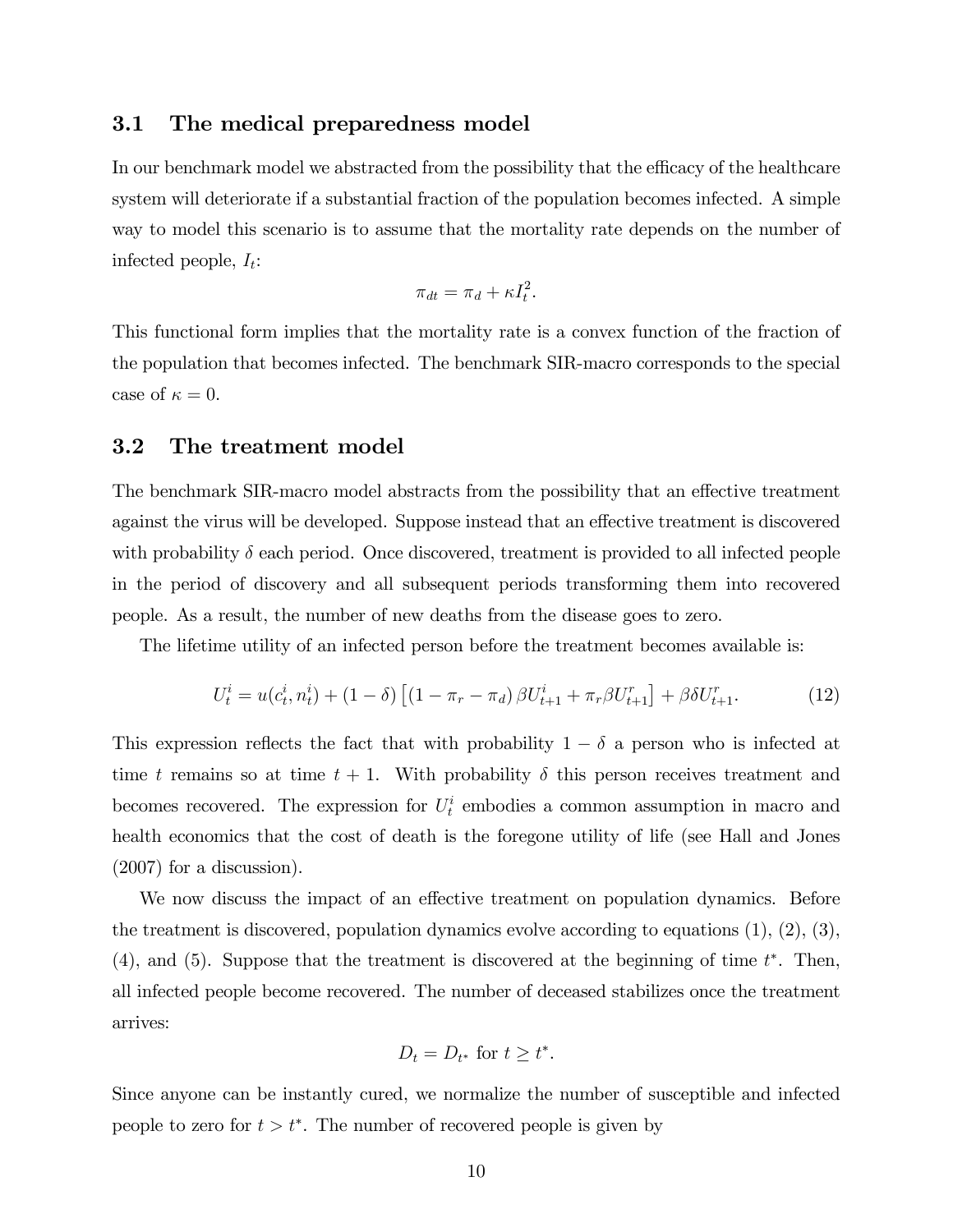### 3.1 The medical preparedness model

In our benchmark model we abstracted from the possibility that the efficacy of the healthcare system will deteriorate if a substantial fraction of the population becomes infected. A simple way to model this scenario is to assume that the mortality rate depends on the number of infected people, $I_t$:

$$\pi_{dt} = \pi_d + \kappa I_t^2.$$

This functional form implies that the mortality rate is a convex function of the fraction of the population that becomes infected. The benchmark SIR-macro corresponds to the special case of $\kappa = 0$.

### 3.2 The treatment model

The benchmark SIR-macro model abstracts from the possibility that an effective treatment against the virus will be developed. Suppose instead that an effective treatment is discovered with probability $\delta$ each period. Once discovered, treatment is provided to all infected people in the period of discovery and all subsequent periods transforming them into recovered people. As a result, the number of new deaths from the disease goes to zero.

The lifetime utility of an infected person before the treatment becomes available is:

$$U_t^i = u(c_t^i, n_t^i) + (1-\delta)\left[(1-\pi_r-\pi_d)\,\beta U_{t+1}^i + \pi_r \beta U_{t+1}^r\right] + \beta\delta U_{t+1}^r. \tag{12}$$

This expression reflects the fact that with probability $1-\delta$ a person who is infected at time $t$ remains so at time $t+1$. With probability $\delta$ this person receives treatment and becomes recovered. The expression for $U_t^i$ embodies a common assumption in macro and health economics that the cost of death is the foregone utility of life (see Hall and Jones (2007) for a discussion).

We now discuss the impact of an effective treatment on population dynamics. Before the treatment is discovered, population dynamics evolve according to equations (1), (2), (3), (4), and (5). Suppose that the treatment is discovered at the beginning of time $t^*$. Then, all infected people become recovered. The number of deceased stabilizes once the treatment arrives:

$$D_t = D_{t^*} \text{ for } t \geq t^*.$$

Since anyone can be instantly cured, we normalize the number of susceptible and infected people to zero for $t > t^*$. The number of recovered people is given by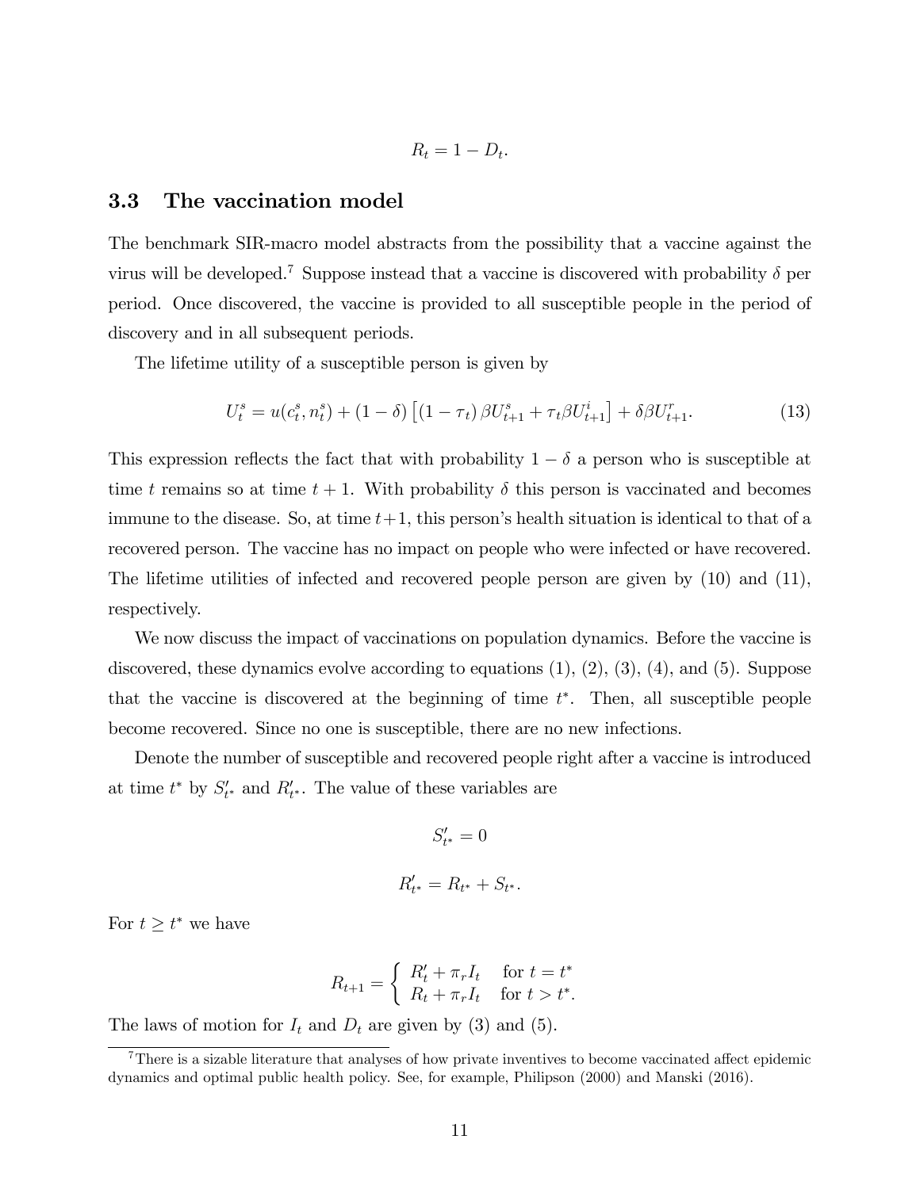$$R_t = 1 - D_t.$$

### 3.3 The vaccination model

The benchmark SIR-macro model abstracts from the possibility that a vaccine against the virus will be developed.[7] Suppose instead that a vaccine is discovered with probability $\delta$ per period. Once discovered, the vaccine is provided to all susceptible people in the period of discovery and in all subsequent periods.

The lifetime utility of a susceptible person is given by

$$U_t^s = u(c_t^s, n_t^s) + (1 - \delta) \left[ (1 - \tau_t) \beta U_{t+1}^s + \tau_t \beta U_{t+1}^i \right] + \delta \beta U_{t+1}^r. \tag{13}$$

This expression reflects the fact that with probability $1 - \delta$ a person who is susceptible at time $t$ remains so at time $t + 1$. With probability $\delta$ this person is vaccinated and becomes immune to the disease. So, at time $t+1$, this person's health situation is identical to that of a recovered person. The vaccine has no impact on people who were infected or have recovered. The lifetime utilities of infected and recovered people person are given by (10) and (11), respectively.

We now discuss the impact of vaccinations on population dynamics. Before the vaccine is discovered, these dynamics evolve according to equations (1), (2), (3), (4), and (5). Suppose that the vaccine is discovered at the beginning of time $t^*$. Then, all susceptible people become recovered. Since no one is susceptible, there are no new infections.

Denote the number of susceptible and recovered people right after a vaccine is introduced at time $t^*$ by $S'_{t^*}$ and $R'_{t^*}$. The value of these variables are

$$S'_{t^*} = 0$$

$$R'_{t^*} = R_{t^*} + S_{t^*}.$$

For $t \geq t^*$ we have

$$R_{t+1} = \begin{cases} R'_t + \pi_r I_t & \text{for } t = t^* \\ R_t + \pi_r I_t & \text{for } t > t^*. \end{cases}$$

The laws of motion for $I_t$ and $D_t$ are given by (3) and (5).

[7] There is a sizable literature that analyses of how private inventives to become vaccinated affect epidemic dynamics and optimal public health policy. See, for example, Philipson (2000) and Manski (2016).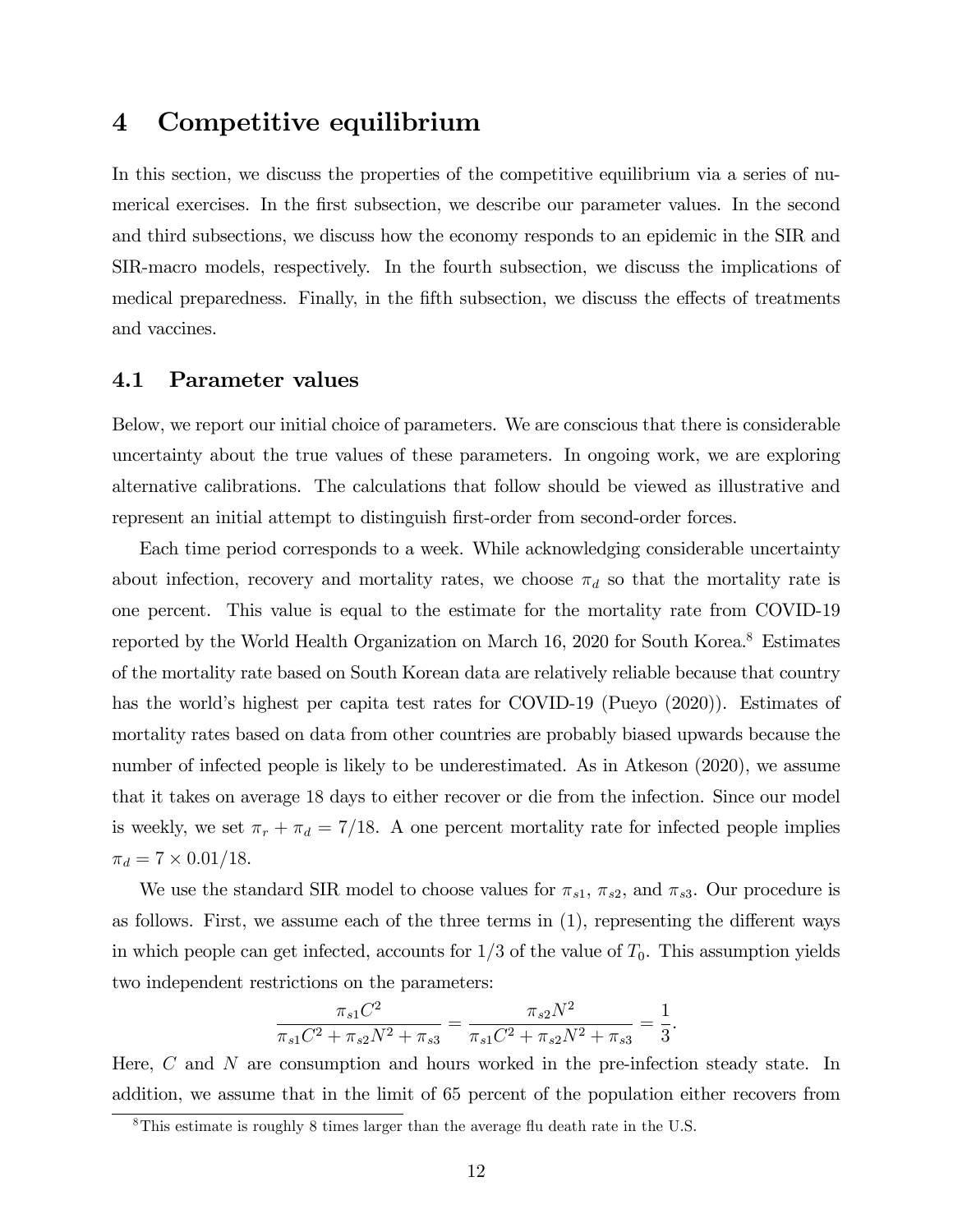# 4 Competitive equilibrium

In this section, we discuss the properties of the competitive equilibrium via a series of numerical exercises. In the first subsection, we describe our parameter values. In the second and third subsections, we discuss how the economy responds to an epidemic in the SIR and SIR-macro models, respectively. In the fourth subsection, we discuss the implications of medical preparedness. Finally, in the fifth subsection, we discuss the effects of treatments and vaccines.

## 4.1 Parameter values

Below, we report our initial choice of parameters. We are conscious that there is considerable uncertainty about the true values of these parameters. In ongoing work, we are exploring alternative calibrations. The calculations that follow should be viewed as illustrative and represent an initial attempt to distinguish first-order from second-order forces.

Each time period corresponds to a week. While acknowledging considerable uncertainty about infection, recovery and mortality rates, we choose $\pi_d$ so that the mortality rate is one percent. This value is equal to the estimate for the mortality rate from COVID-19 reported by the World Health Organization on March 16, 2020 for South Korea.[8] Estimates of the mortality rate based on South Korean data are relatively reliable because that country has the world's highest per capita test rates for COVID-19 (Pueyo (2020)). Estimates of mortality rates based on data from other countries are probably biased upwards because the number of infected people is likely to be underestimated. As in Atkeson (2020), we assume that it takes on average 18 days to either recover or die from the infection. Since our model is weekly, we set $\pi_r + \pi_d = 7/18$. A one percent mortality rate for infected people implies $\pi_d = 7 \times 0.01/18$.

We use the standard SIR model to choose values for $\pi_{s1}$, $\pi_{s2}$, and $\pi_{s3}$. Our procedure is as follows. First, we assume each of the three terms in (1), representing the different ways in which people can get infected, accounts for 1/3 of the value of $T_0$. This assumption yields two independent restrictions on the parameters:

$$\frac{\pi_{s1}C^2}{\pi_{s1}C^2 + \pi_{s2}N^2 + \pi_{s3}} = \frac{\pi_{s2}N^2}{\pi_{s1}C^2 + \pi_{s2}N^2 + \pi_{s3}} = \frac{1}{3}.$$

Here, $C$ and $N$ are consumption and hours worked in the pre-infection steady state. In addition, we assume that in the limit of 65 percent of the population either recovers from

[8] This estimate is roughly 8 times larger than the average flu death rate in the U.S.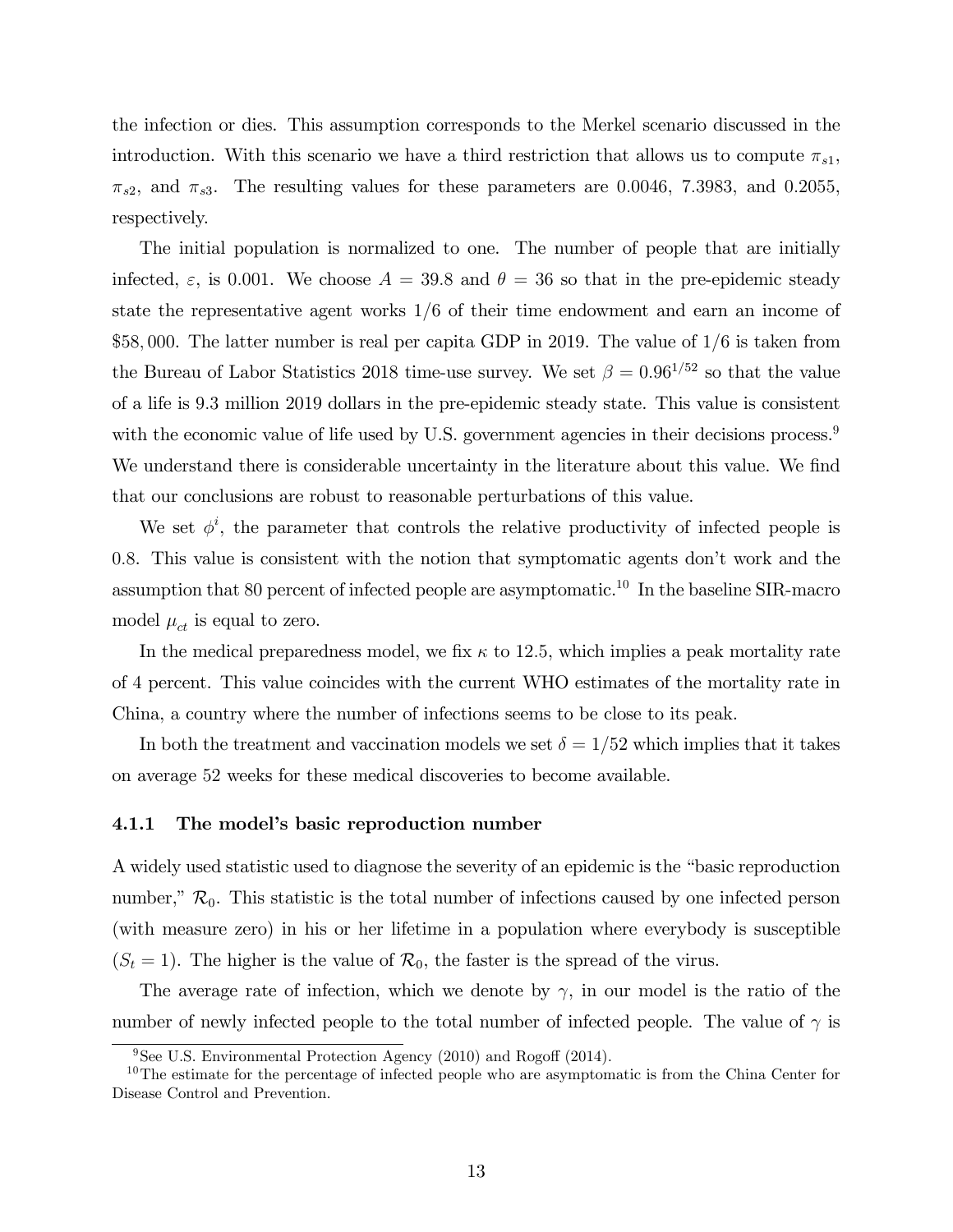the infection or dies. This assumption corresponds to the Merkel scenario discussed in the introduction. With this scenario we have a third restriction that allows us to compute $\pi_{s1}$, $\pi_{s2}$, and $\pi_{s3}$. The resulting values for these parameters are 0.0046, 7.3983, and 0.2055, respectively.

The initial population is normalized to one. The number of people that are initially infected, $\varepsilon$, is 0.001. We choose $A = 39.8$ and $\theta = 36$ so that in the pre-epidemic steady state the representative agent works $1/6$ of their time endowment and earn an income of \$58,000. The latter number is real per capita GDP in 2019. The value of $1/6$ is taken from the Bureau of Labor Statistics 2018 time-use survey. We set $\beta = 0.96^{1/52}$ so that the value of a life is 9.3 million 2019 dollars in the pre-epidemic steady state. This value is consistent with the economic value of life used by U.S. government agencies in their decisions process.[9] We understand there is considerable uncertainty in the literature about this value. We find that our conclusions are robust to reasonable perturbations of this value.

We set $\phi^i$, the parameter that controls the relative productivity of infected people is 0.8. This value is consistent with the notion that symptomatic agents don't work and the assumption that 80 percent of infected people are asymptomatic.[10] In the baseline SIR-macro model $\mu_{ct}$ is equal to zero.

In the medical preparedness model, we fix $\kappa$ to 12.5, which implies a peak mortality rate of 4 percent. This value coincides with the current WHO estimates of the mortality rate in China, a country where the number of infections seems to be close to its peak.

In both the treatment and vaccination models we set $\delta = 1/52$ which implies that it takes on average 52 weeks for these medical discoveries to become available.

### 4.1.1 The model's basic reproduction number

A widely used statistic used to diagnose the severity of an epidemic is the "basic reproduction number," $\mathcal{R}_0$. This statistic is the total number of infections caused by one infected person (with measure zero) in his or her lifetime in a population where everybody is susceptible ($S_t = 1$). The higher is the value of $\mathcal{R}_0$, the faster is the spread of the virus.

The average rate of infection, which we denote by $\gamma$, in our model is the ratio of the number of newly infected people to the total number of infected people. The value of $\gamma$ is

[9] See U.S. Environmental Protection Agency (2010) and Rogoff (2014).

[10] The estimate for the percentage of infected people who are asymptomatic is from the China Center for Disease Control and Prevention.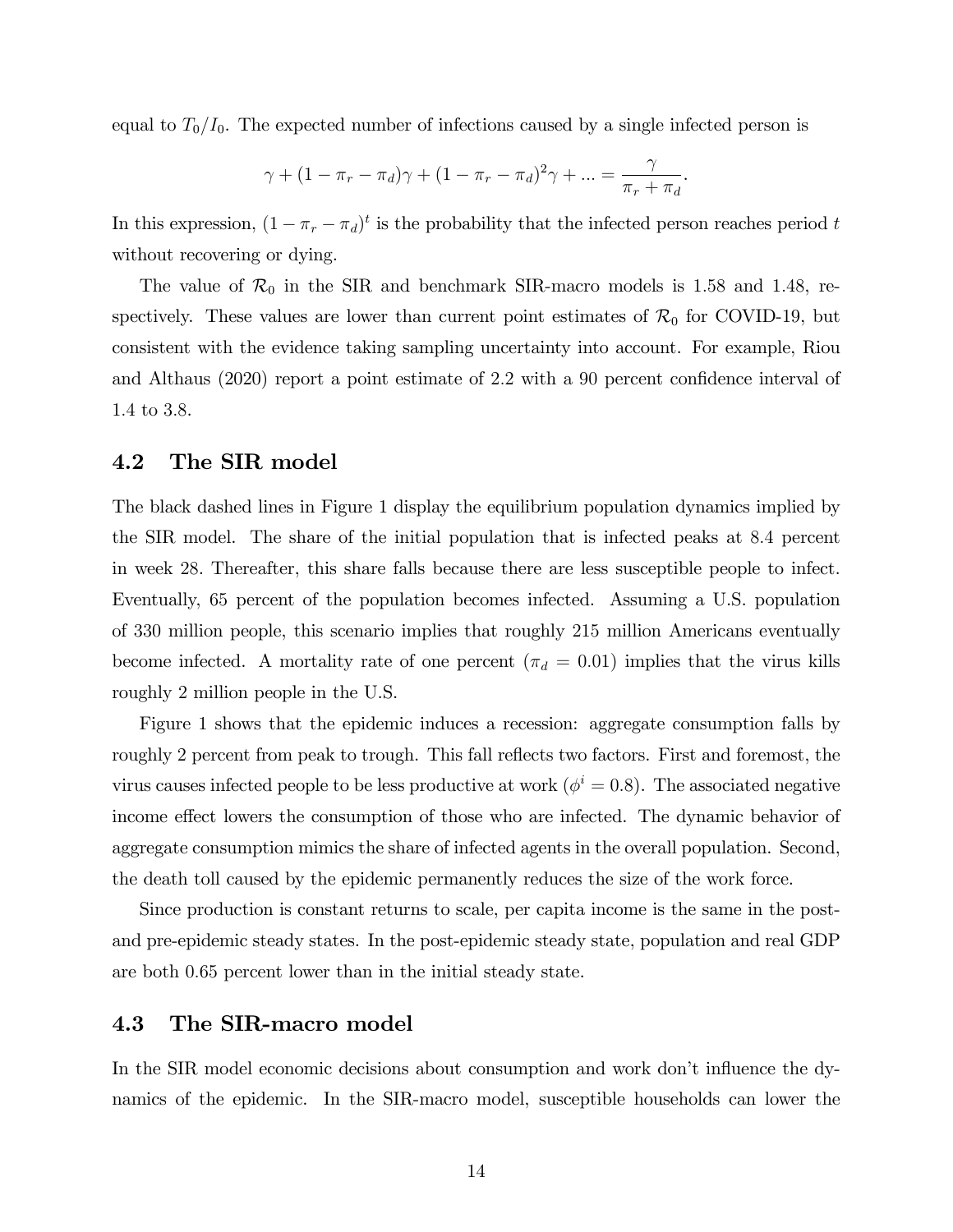equal to $T_0/I_0$. The expected number of infections caused by a single infected person is

$$\gamma + (1 - \pi_r - \pi_d)\gamma + (1 - \pi_r - \pi_d)^2\gamma + ... = \frac{\gamma}{\pi_r + \pi_d}.$$

In this expression, $(1 - \pi_r - \pi_d)^t$ is the probability that the infected person reaches period $t$ without recovering or dying.

The value of $\mathcal{R}_0$ in the SIR and benchmark SIR-macro models is 1.58 and 1.48, respectively. These values are lower than current point estimates of $\mathcal{R}_0$ for COVID-19, but consistent with the evidence taking sampling uncertainty into account. For example, Riou and Althaus (2020) report a point estimate of 2.2 with a 90 percent confidence interval of 1.4 to 3.8.

## 4.2 The SIR model

The black dashed lines in Figure 1 display the equilibrium population dynamics implied by the SIR model. The share of the initial population that is infected peaks at 8.4 percent in week 28. Thereafter, this share falls because there are less susceptible people to infect. Eventually, 65 percent of the population becomes infected. Assuming a U.S. population of 330 million people, this scenario implies that roughly 215 million Americans eventually become infected. A mortality rate of one percent ($\pi_d = 0.01$) implies that the virus kills roughly 2 million people in the U.S.

Figure 1 shows that the epidemic induces a recession: aggregate consumption falls by roughly 2 percent from peak to trough. This fall reflects two factors. First and foremost, the virus causes infected people to be less productive at work ($\phi^i = 0.8$). The associated negative income effect lowers the consumption of those who are infected. The dynamic behavior of aggregate consumption mimics the share of infected agents in the overall population. Second, the death toll caused by the epidemic permanently reduces the size of the work force.

Since production is constant returns to scale, per capita income is the same in the post- and pre-epidemic steady states. In the post-epidemic steady state, population and real GDP are both 0.65 percent lower than in the initial steady state.

## 4.3 The SIR-macro model

In the SIR model economic decisions about consumption and work don't influence the dynamics of the epidemic. In the SIR-macro model, susceptible households can lower the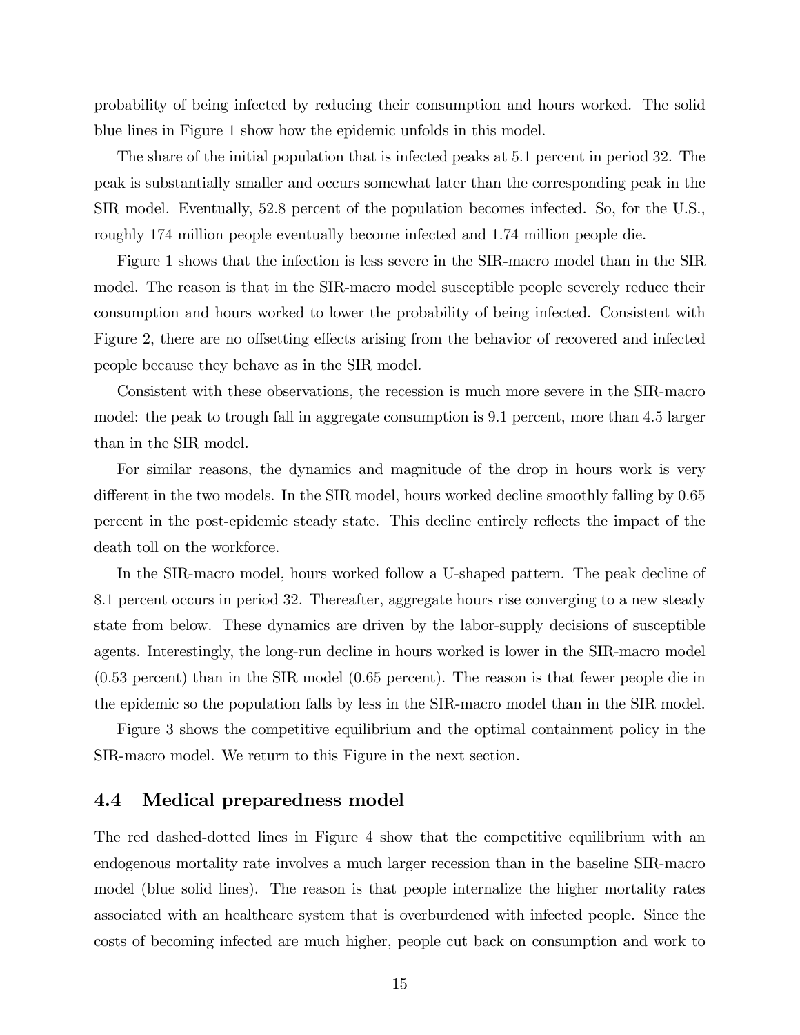probability of being infected by reducing their consumption and hours worked. The solid blue lines in Figure 1 show how the epidemic unfolds in this model.

The share of the initial population that is infected peaks at 5.1 percent in period 32. The peak is substantially smaller and occurs somewhat later than the corresponding peak in the SIR model. Eventually, 52.8 percent of the population becomes infected. So, for the U.S., roughly 174 million people eventually become infected and 1.74 million people die.

Figure 1 shows that the infection is less severe in the SIR-macro model than in the SIR model. The reason is that in the SIR-macro model susceptible people severely reduce their consumption and hours worked to lower the probability of being infected. Consistent with Figure 2, there are no offsetting effects arising from the behavior of recovered and infected people because they behave as in the SIR model.

Consistent with these observations, the recession is much more severe in the SIR-macro model: the peak to trough fall in aggregate consumption is 9.1 percent, more than 4.5 larger than in the SIR model.

For similar reasons, the dynamics and magnitude of the drop in hours work is very different in the two models. In the SIR model, hours worked decline smoothly falling by 0.65 percent in the post-epidemic steady state. This decline entirely reflects the impact of the death toll on the workforce.

In the SIR-macro model, hours worked follow a U-shaped pattern. The peak decline of 8.1 percent occurs in period 32. Thereafter, aggregate hours rise converging to a new steady state from below. These dynamics are driven by the labor-supply decisions of susceptible agents. Interestingly, the long-run decline in hours worked is lower in the SIR-macro model (0.53 percent) than in the SIR model (0.65 percent). The reason is that fewer people die in the epidemic so the population falls by less in the SIR-macro model than in the SIR model.

Figure 3 shows the competitive equilibrium and the optimal containment policy in the SIR-macro model. We return to this Figure in the next section.

## 4.4 Medical preparedness model

The red dashed-dotted lines in Figure 4 show that the competitive equilibrium with an endogenous mortality rate involves a much larger recession than in the baseline SIR-macro model (blue solid lines). The reason is that people internalize the higher mortality rates associated with an healthcare system that is overburdened with infected people. Since the costs of becoming infected are much higher, people cut back on consumption and work to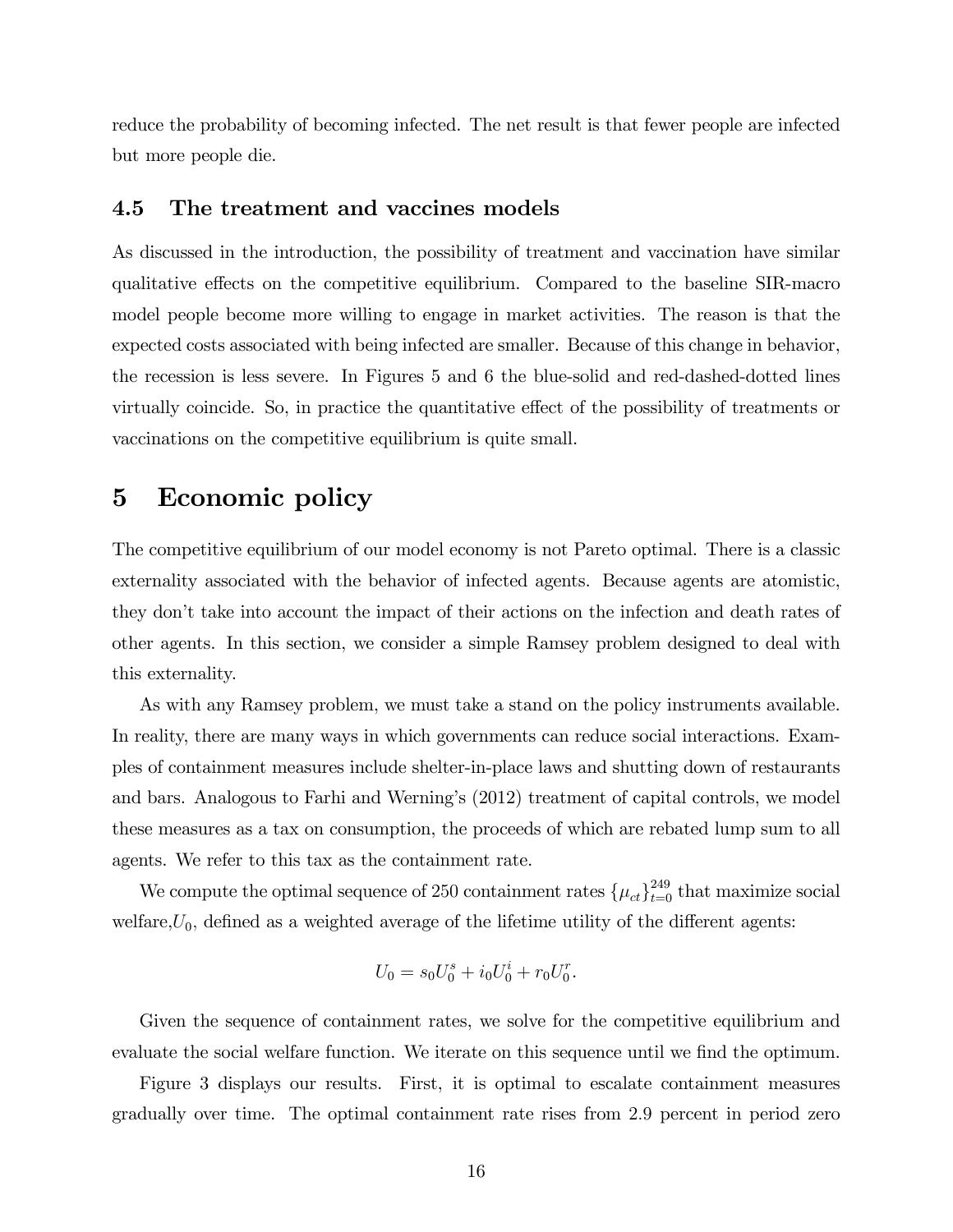reduce the probability of becoming infected. The net result is that fewer people are infected but more people die.

### 4.5 The treatment and vaccines models

As discussed in the introduction, the possibility of treatment and vaccination have similar qualitative effects on the competitive equilibrium. Compared to the baseline SIR-macro model people become more willing to engage in market activities. The reason is that the expected costs associated with being infected are smaller. Because of this change in behavior, the recession is less severe. In Figures 5 and 6 the blue-solid and red-dashed-dotted lines virtually coincide. So, in practice the quantitative effect of the possibility of treatments or vaccinations on the competitive equilibrium is quite small.

## 5 Economic policy

The competitive equilibrium of our model economy is not Pareto optimal. There is a classic externality associated with the behavior of infected agents. Because agents are atomistic, they don't take into account the impact of their actions on the infection and death rates of other agents. In this section, we consider a simple Ramsey problem designed to deal with this externality.

As with any Ramsey problem, we must take a stand on the policy instruments available. In reality, there are many ways in which governments can reduce social interactions. Examples of containment measures include shelter-in-place laws and shutting down of restaurants and bars. Analogous to Farhi and Werning's (2012) treatment of capital controls, we model these measures as a tax on consumption, the proceeds of which are rebated lump sum to all agents. We refer to this tax as the containment rate.

We compute the optimal sequence of 250 containment rates $\{\mu_{ct}\}_{t=0}^{249}$ that maximize social welfare,$U_0$, defined as a weighted average of the lifetime utility of the different agents:

$$U_0 = s_0 U_0^s + i_0 U_0^i + r_0 U_0^r.$$

Given the sequence of containment rates, we solve for the competitive equilibrium and evaluate the social welfare function. We iterate on this sequence until we find the optimum.

Figure 3 displays our results. First, it is optimal to escalate containment measures gradually over time. The optimal containment rate rises from 2.9 percent in period zero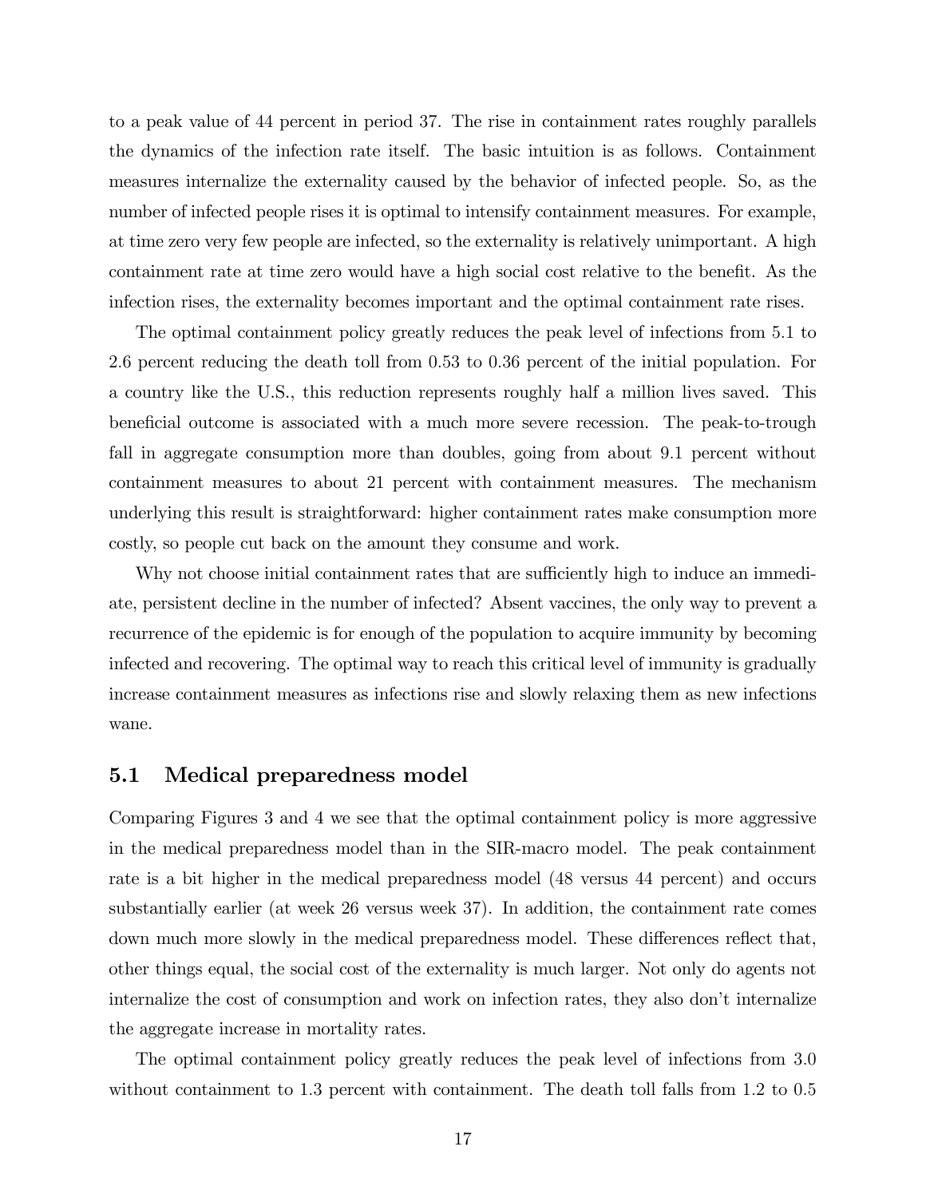to a peak value of 44 percent in period 37. The rise in containment rates roughly parallels the dynamics of the infection rate itself. The basic intuition is as follows. Containment measures internalize the externality caused by the behavior of infected people. So, as the number of infected people rises it is optimal to intensify containment measures. For example, at time zero very few people are infected, so the externality is relatively unimportant. A high containment rate at time zero would have a high social cost relative to the benefit. As the infection rises, the externality becomes important and the optimal containment rate rises.

The optimal containment policy greatly reduces the peak level of infections from 5.1 to 2.6 percent reducing the death toll from 0.53 to 0.36 percent of the initial population. For a country like the U.S., this reduction represents roughly half a million lives saved. This beneficial outcome is associated with a much more severe recession. The peak-to-trough fall in aggregate consumption more than doubles, going from about 9.1 percent without containment measures to about 21 percent with containment measures. The mechanism underlying this result is straightforward: higher containment rates make consumption more costly, so people cut back on the amount they consume and work.

Why not choose initial containment rates that are sufficiently high to induce an immediate, persistent decline in the number of infected? Absent vaccines, the only way to prevent a recurrence of the epidemic is for enough of the population to acquire immunity by becoming infected and recovering. The optimal way to reach this critical level of immunity is gradually increase containment measures as infections rise and slowly relaxing them as new infections wane.

## 5.1 Medical preparedness model

Comparing Figures 3 and 4 we see that the optimal containment policy is more aggressive in the medical preparedness model than in the SIR-macro model. The peak containment rate is a bit higher in the medical preparedness model (48 versus 44 percent) and occurs substantially earlier (at week 26 versus week 37). In addition, the containment rate comes down much more slowly in the medical preparedness model. These differences reflect that, other things equal, the social cost of the externality is much larger. Not only do agents not internalize the cost of consumption and work on infection rates, they also don't internalize the aggregate increase in mortality rates.

The optimal containment policy greatly reduces the peak level of infections from 3.0 without containment to 1.3 percent with containment. The death toll falls from 1.2 to 0.5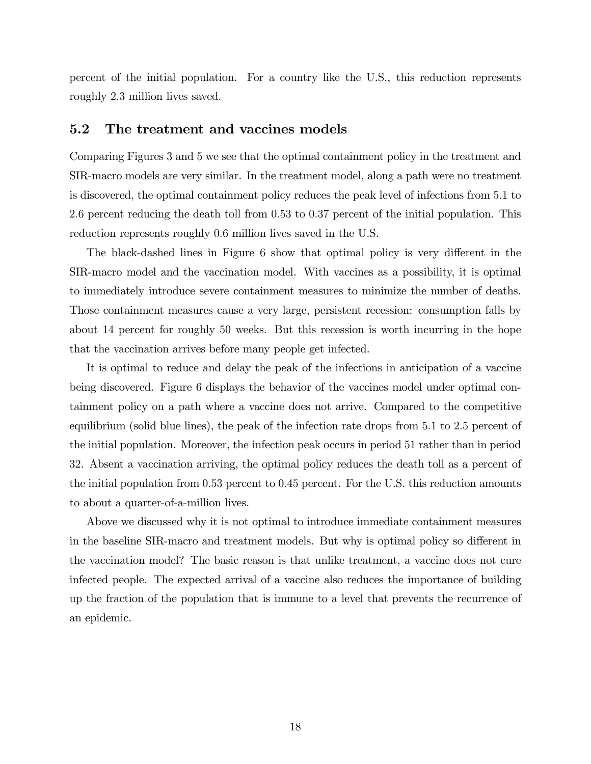percent of the initial population. For a country like the U.S., this reduction represents roughly 2.3 million lives saved.

## 5.2 The treatment and vaccines models

Comparing Figures 3 and 5 we see that the optimal containment policy in the treatment and SIR-macro models are very similar. In the treatment model, along a path were no treatment is discovered, the optimal containment policy reduces the peak level of infections from 5.1 to 2.6 percent reducing the death toll from 0.53 to 0.37 percent of the initial population. This reduction represents roughly 0.6 million lives saved in the U.S.

The black-dashed lines in Figure 6 show that optimal policy is very different in the SIR-macro model and the vaccination model. With vaccines as a possibility, it is optimal to immediately introduce severe containment measures to minimize the number of deaths. Those containment measures cause a very large, persistent recession: consumption falls by about 14 percent for roughly 50 weeks. But this recession is worth incurring in the hope that the vaccination arrives before many people get infected.

It is optimal to reduce and delay the peak of the infections in anticipation of a vaccine being discovered. Figure 6 displays the behavior of the vaccines model under optimal containment policy on a path where a vaccine does not arrive. Compared to the competitive equilibrium (solid blue lines), the peak of the infection rate drops from 5.1 to 2.5 percent of the initial population. Moreover, the infection peak occurs in period 51 rather than in period 32. Absent a vaccination arriving, the optimal policy reduces the death toll as a percent of the initial population from 0.53 percent to 0.45 percent. For the U.S. this reduction amounts to about a quarter-of-a-million lives.

Above we discussed why it is not optimal to introduce immediate containment measures in the baseline SIR-macro and treatment models. But why is optimal policy so different in the vaccination model? The basic reason is that unlike treatment, a vaccine does not cure infected people. The expected arrival of a vaccine also reduces the importance of building up the fraction of the population that is immune to a level that prevents the recurrence of an epidemic.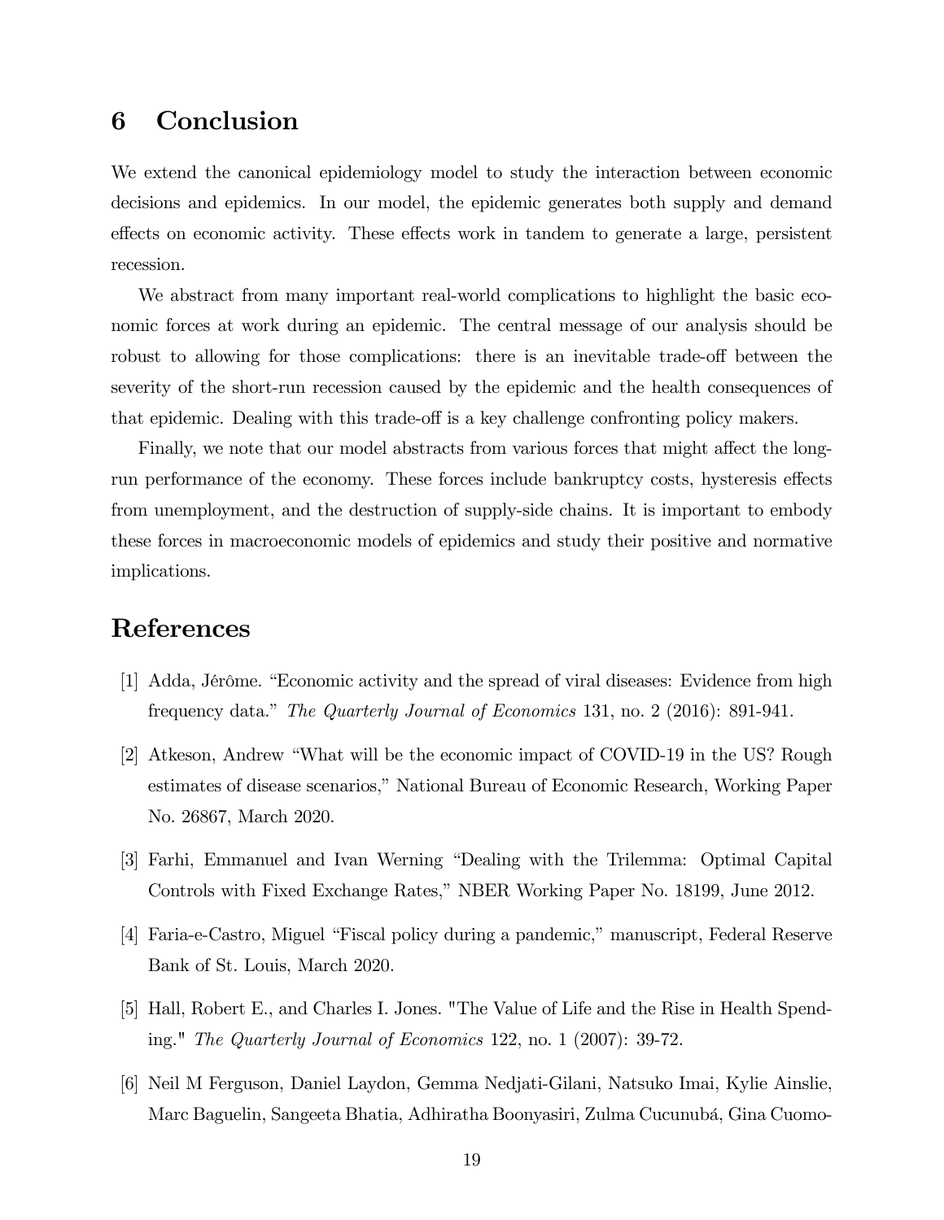# 6 Conclusion

We extend the canonical epidemiology model to study the interaction between economic decisions and epidemics. In our model, the epidemic generates both supply and demand effects on economic activity. These effects work in tandem to generate a large, persistent recession.

We abstract from many important real-world complications to highlight the basic economic forces at work during an epidemic. The central message of our analysis should be robust to allowing for those complications: there is an inevitable trade-off between the severity of the short-run recession caused by the epidemic and the health consequences of that epidemic. Dealing with this trade-off is a key challenge confronting policy makers.

Finally, we note that our model abstracts from various forces that might affect the long-run performance of the economy. These forces include bankruptcy costs, hysteresis effects from unemployment, and the destruction of supply-side chains. It is important to embody these forces in macroeconomic models of epidemics and study their positive and normative implications.

# References

[1] Adda, Jérôme. "Economic activity and the spread of viral diseases: Evidence from high frequency data." *The Quarterly Journal of Economics* 131, no. 2 (2016): 891-941.

[2] Atkeson, Andrew "What will be the economic impact of COVID-19 in the US? Rough estimates of disease scenarios," National Bureau of Economic Research, Working Paper No. 26867, March 2020.

[3] Farhi, Emmanuel and Ivan Werning "Dealing with the Trilemma: Optimal Capital Controls with Fixed Exchange Rates," NBER Working Paper No. 18199, June 2012.

[4] Faria-e-Castro, Miguel "Fiscal policy during a pandemic," manuscript, Federal Reserve Bank of St. Louis, March 2020.

[5] Hall, Robert E., and Charles I. Jones. "The Value of Life and the Rise in Health Spending." *The Quarterly Journal of Economics* 122, no. 1 (2007): 39-72.

[6] Neil M Ferguson, Daniel Laydon, Gemma Nedjati-Gilani, Natsuko Imai, Kylie Ainslie, Marc Baguelin, Sangeeta Bhatia, Adhiratha Boonyasiri, Zulma Cucunubá, Gina Cuomo-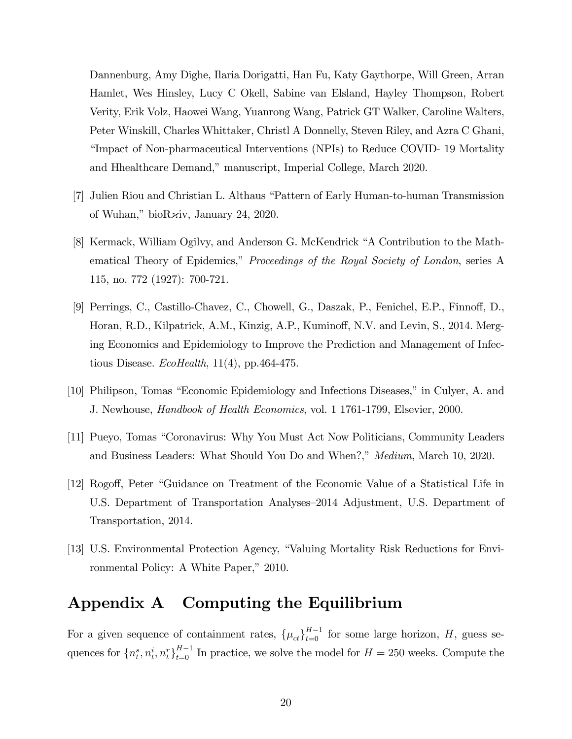Dannenburg, Amy Dighe, Ilaria Dorigatti, Han Fu, Katy Gaythorpe, Will Green, Arran Hamlet, Wes Hinsley, Lucy C Okell, Sabine van Elsland, Hayley Thompson, Robert Verity, Erik Volz, Haowei Wang, Yuanrong Wang, Patrick GT Walker, Caroline Walters, Peter Winskill, Charles Whittaker, Christl A Donnelly, Steven Riley, and Azra C Ghani, "Impact of Non-pharmaceutical Interventions (NPIs) to Reduce COVID- 19 Mortality and Hhealthcare Demand," manuscript, Imperial College, March 2020.

[7] Julien Riou and Christian L. Althaus "Pattern of Early Human-to-human Transmission of Wuhan," bioRxiv, January 24, 2020.

[8] Kermack, William Ogilvy, and Anderson G. McKendrick "A Contribution to the Mathematical Theory of Epidemics," *Proceedings of the Royal Society of London*, series A 115, no. 772 (1927): 700-721.

[9] Perrings, C., Castillo-Chavez, C., Chowell, G., Daszak, P., Fenichel, E.P., Finnoff, D., Horan, R.D., Kilpatrick, A.M., Kinzig, A.P., Kuminoff, N.V. and Levin, S., 2014. Merging Economics and Epidemiology to Improve the Prediction and Management of Infectious Disease. *EcoHealth*, 11(4), pp.464-475.

[10] Philipson, Tomas "Economic Epidemiology and Infections Diseases," in Culyer, A. and J. Newhouse, *Handbook of Health Economics*, vol. 1 1761-1799, Elsevier, 2000.

[11] Pueyo, Tomas "Coronavirus: Why You Must Act Now Politicians, Community Leaders and Business Leaders: What Should You Do and When?," *Medium*, March 10, 2020.

[12] Rogoff, Peter "Guidance on Treatment of the Economic Value of a Statistical Life in U.S. Department of Transportation Analyses–2014 Adjustment, U.S. Department of Transportation, 2014.

[13] U.S. Environmental Protection Agency, "Valuing Mortality Risk Reductions for Environmental Policy: A White Paper," 2010.

# Appendix A Computing the Equilibrium

For a given sequence of containment rates, $\{\mu_{ct}\}_{t=0}^{H-1}$ for some large horizon, $H$, guess sequences for $\{n_t^s, n_t^i, n_t^r\}_{t=0}^{H-1}$ In practice, we solve the model for $H = 250$ weeks. Compute the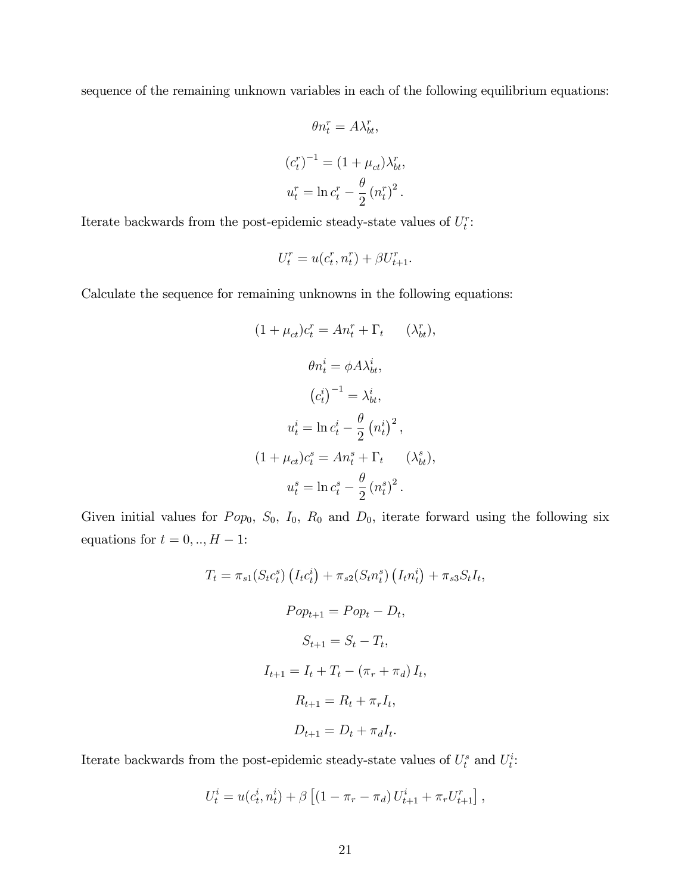sequence of the remaining unknown variables in each of the following equilibrium equations:

$$\theta n_t^r = A\lambda_{bt}^r,$$

$$\left(c_t^r\right)^{-1} = (1+\mu_{ct})\lambda_{bt}^r,$$

$$u_t^r = \ln c_t^r - \frac{\theta}{2}\left(n_t^r\right)^2.$$

Iterate backwards from the post-epidemic steady-state values of $U_t^r$:

$$U_t^r = u(c_t^r, n_t^r) + \beta U_{t+1}^r.$$

Calculate the sequence for remaining unknowns in the following equations:

$$(1+\mu_{ct})c_t^r = An_t^r + \Gamma_t \qquad (\lambda_{bt}^r),$$

$$\theta n_t^i = \phi A\lambda_{bt}^i,$$

$$\left(c_t^i\right)^{-1} = \lambda_{bt}^i,$$

$$u_t^i = \ln c_t^i - \frac{\theta}{2}\left(n_t^i\right)^2,$$

$$(1+\mu_{ct})c_t^s = An_t^s + \Gamma_t \qquad (\lambda_{bt}^s),$$

$$u_t^s = \ln c_t^s - \frac{\theta}{2}\left(n_t^s\right)^2.$$

Given initial values for $Pop_0$, $S_0$, $I_0$, $R_0$ and $D_0$, iterate forward using the following six equations for $t = 0, .., H-1$:

$$T_t = \pi_{s1}(S_t c_t^s)\left(I_t c_t^i\right) + \pi_{s2}(S_t n_t^s)\left(I_t n_t^i\right) + \pi_{s3} S_t I_t,$$

$$Pop_{t+1} = Pop_t - D_t,$$

$$S_{t+1} = S_t - T_t,$$

$$I_{t+1} = I_t + T_t - \left(\pi_r + \pi_d\right) I_t,$$

$$R_{t+1} = R_t + \pi_r I_t,$$

$$D_{t+1} = D_t + \pi_d I_t.$$

Iterate backwards from the post-epidemic steady-state values of $U_t^s$ and $U_t^i$:

$$U_t^i = u(c_t^i, n_t^i) + \beta\left[\left(1 - \pi_r - \pi_d\right) U_{t+1}^i + \pi_r U_{t+1}^r\right],$$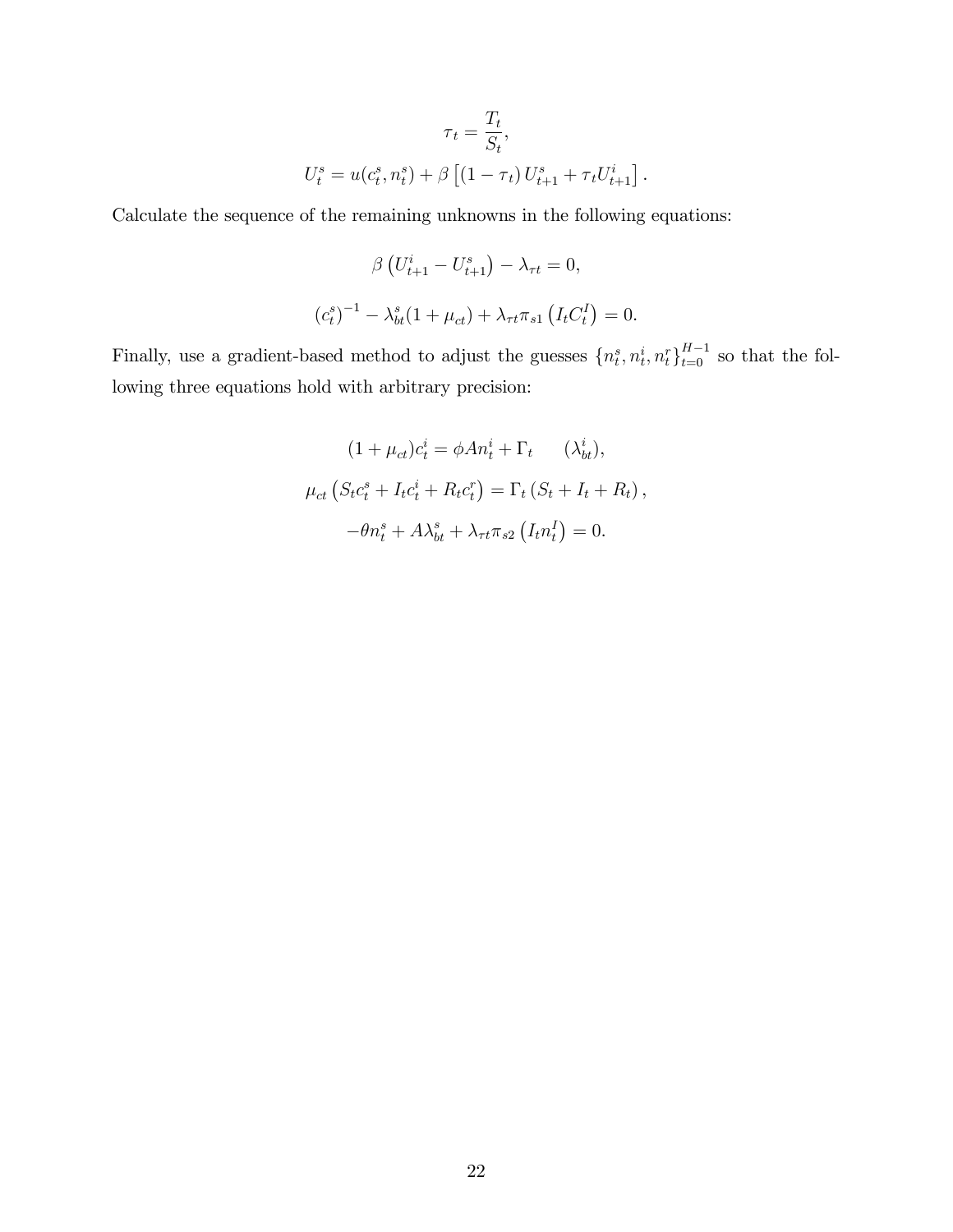$$\tau_t = \frac{T_t}{S_t},$$

$$U_t^s = u(c_t^s, n_t^s) + \beta \left[ (1 - \tau_t) U_{t+1}^s + \tau_t U_{t+1}^i \right].$$

Calculate the sequence of the remaining unknowns in the following equations:

$$\beta \left( U_{t+1}^i - U_{t+1}^s \right) - \lambda_{\tau t} = 0,$$

$$(c_t^s)^{-1} - \lambda_{bt}^s (1 + \mu_{ct}) + \lambda_{\tau t} \pi_{s1} \left( I_t C_t^I \right) = 0.$$

Finally, use a gradient-based method to adjust the guesses $\{n_t^s, n_t^i, n_t^r\}_{t=0}^{H-1}$ so that the following three equations hold with arbitrary precision:

$$(1 + \mu_{ct}) c_t^i = \phi A n_t^i + \Gamma_t \qquad (\lambda_{bt}^i),$$

$$\mu_{ct} \left( S_t c_t^s + I_t c_t^i + R_t c_t^r \right) = \Gamma_t \left( S_t + I_t + R_t \right),$$

$$-\theta n_t^s + A \lambda_{bt}^s + \lambda_{\tau t} \pi_{s2} \left( I_t n_t^I \right) = 0.$$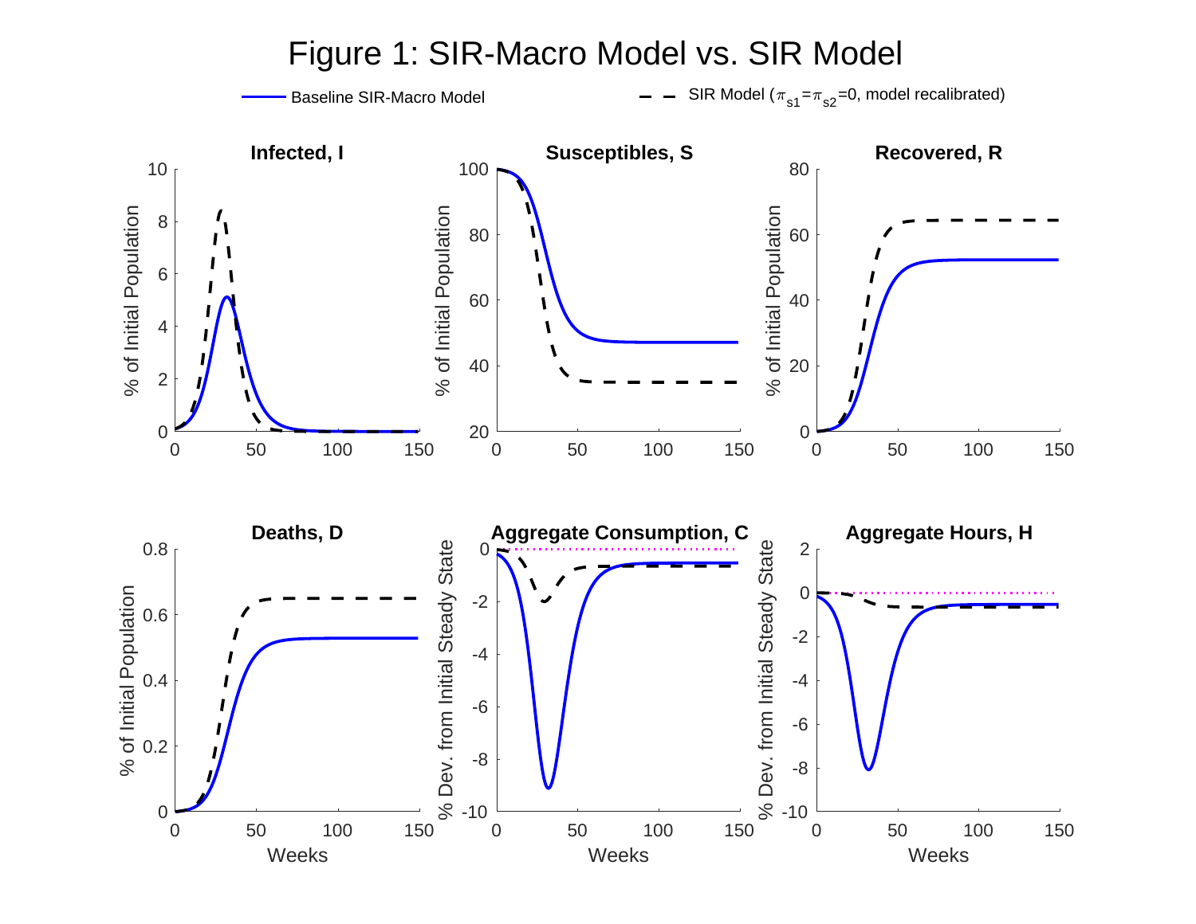# Figure 1: SIR-Macro Model vs. SIR Model

Baseline SIR-Macro Model — SIR Model ($\pi_{s1}=\pi_{s2}=0$, model recalibrated)

**Infected, I** · **Susceptibles, S** · **Recovered, R** · **Deaths, D** · **Aggregate Consumption, C** · **Aggregate Hours, H**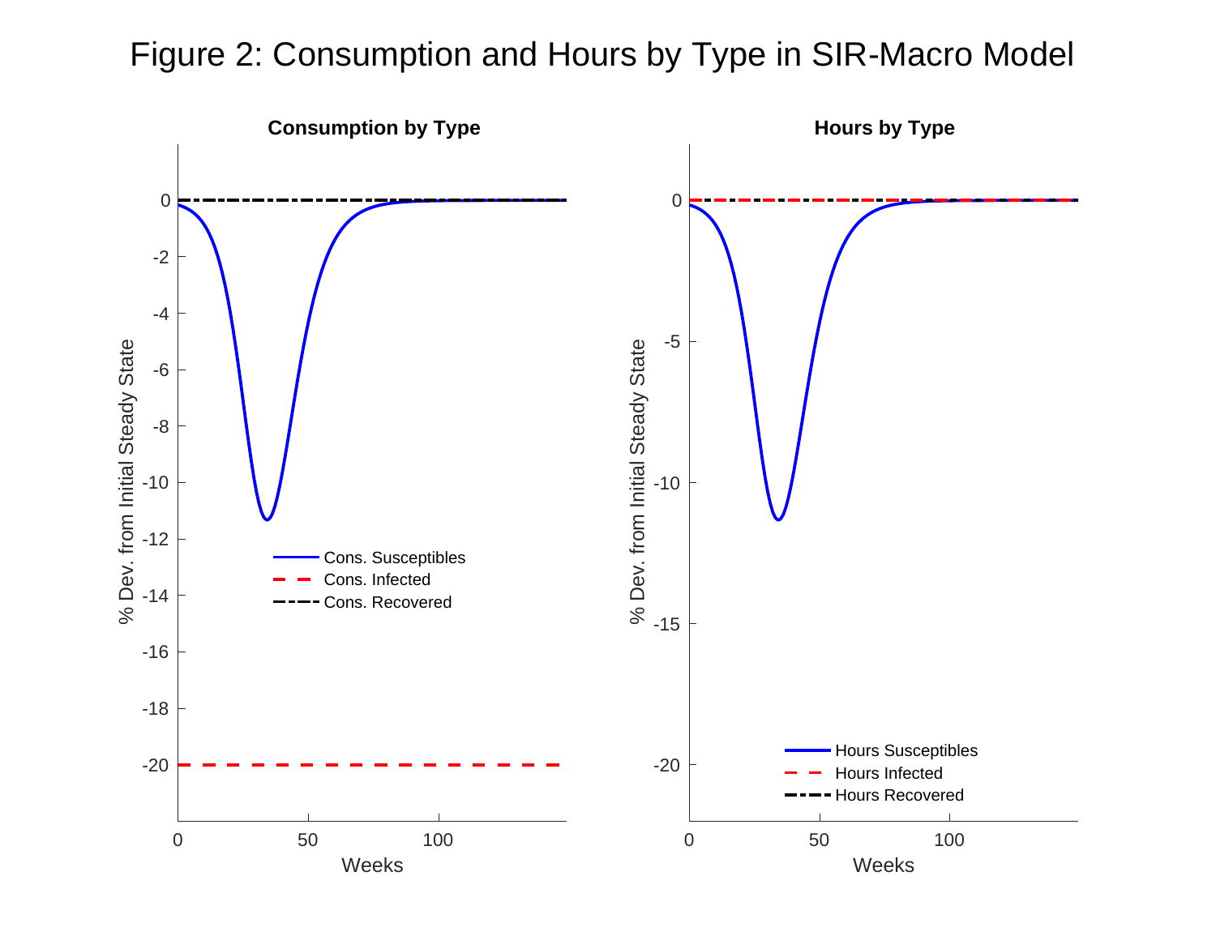# Figure 2: Consumption and Hours by Type in SIR-Macro Model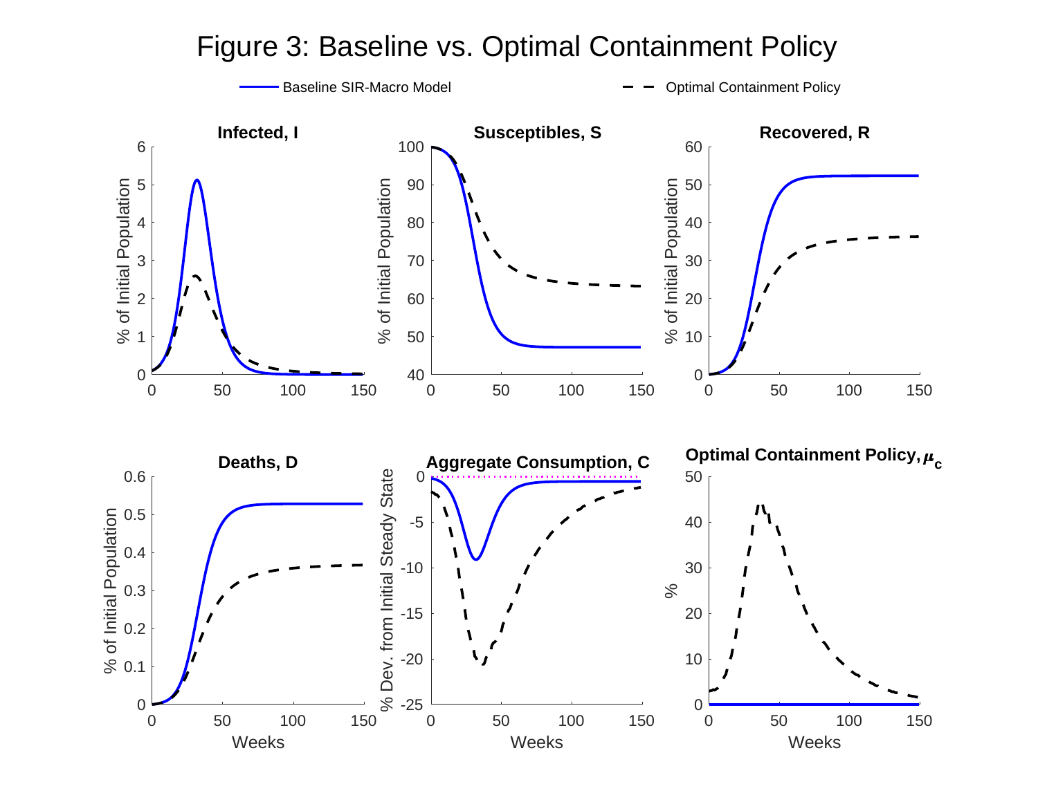Figure 3: Baseline vs. Optimal Containment Policy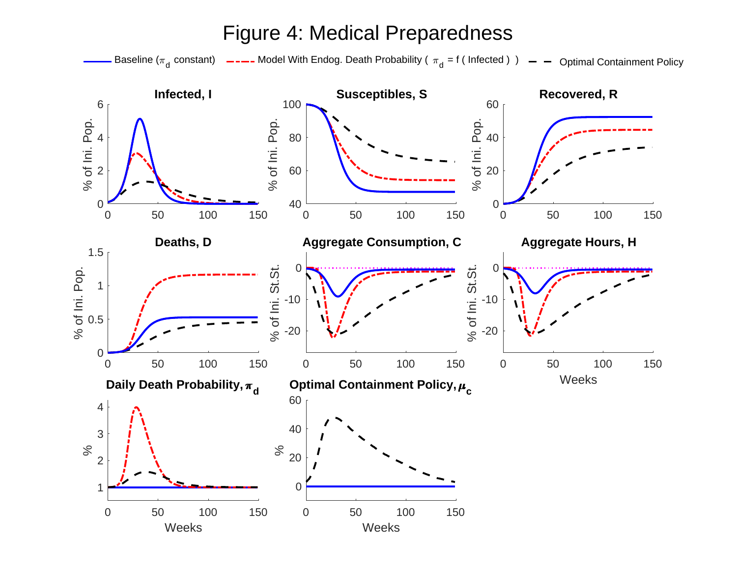# Figure 4: Medical Preparedness

Baseline ($\pi_d$ constant) — Model With Endog. Death Probability ( $\pi_d$ = f ( Infected ) ) — Optimal Containment Policy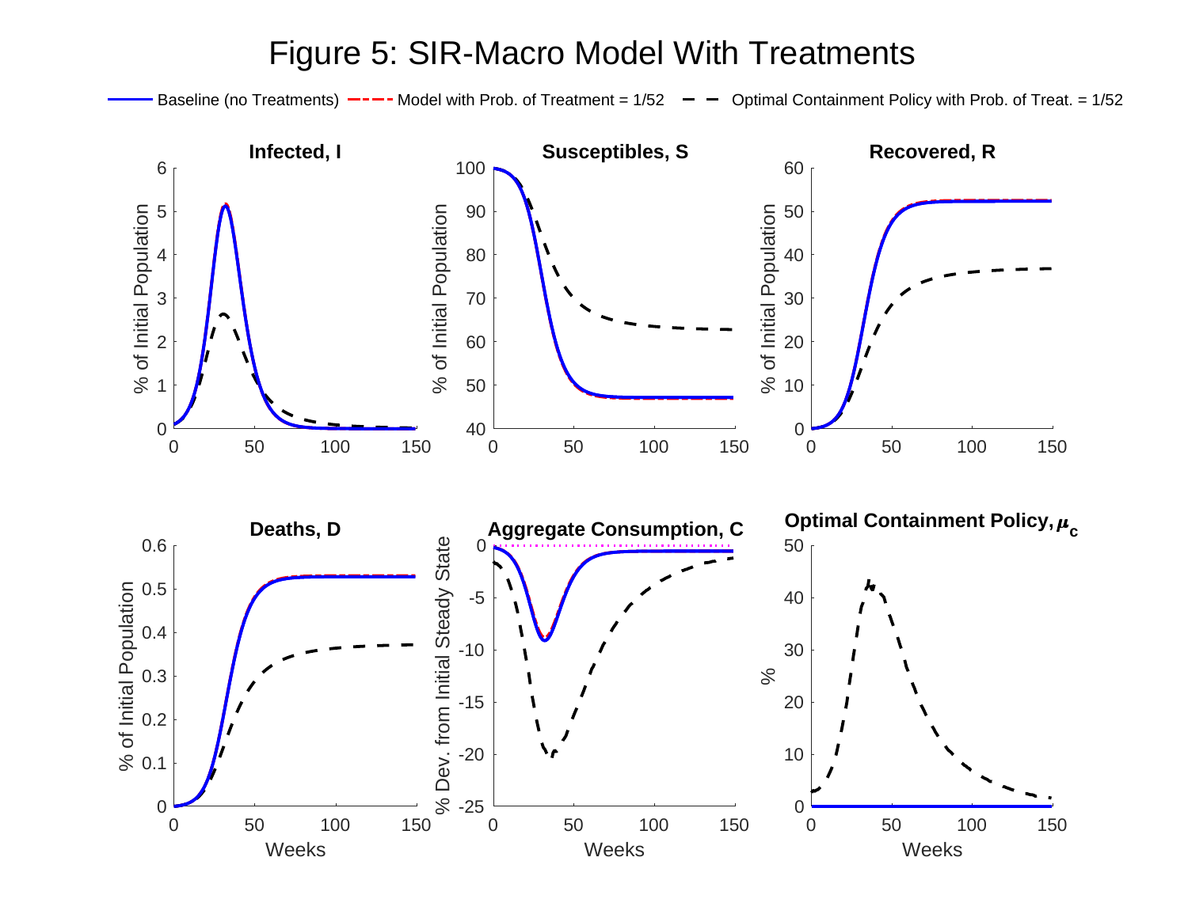Figure 5: SIR-Macro Model With Treatments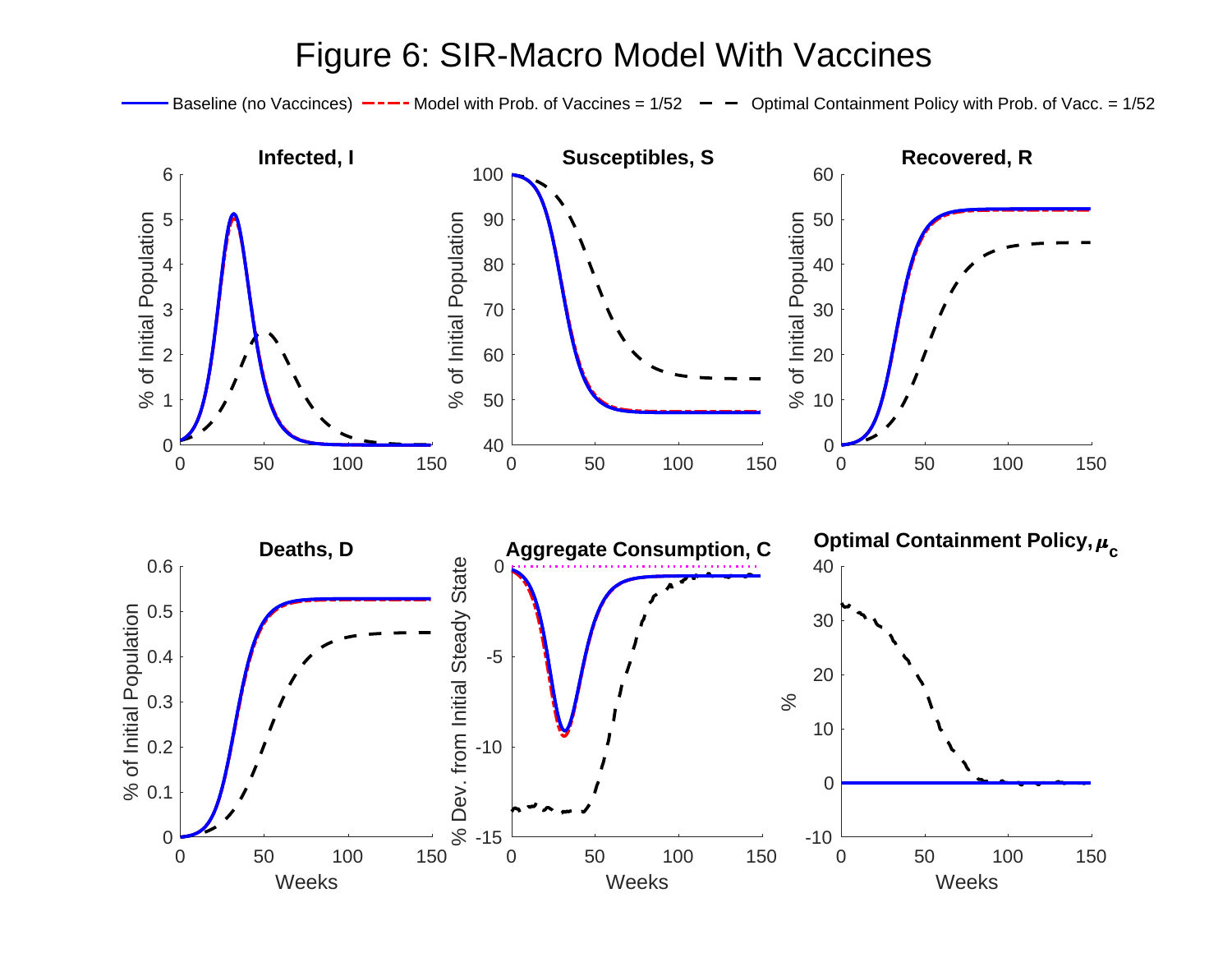# Figure 6: SIR-Macro Model With Vaccines

Baseline (no Vaccinces) — Model with Prob. of Vaccines = 1/52 — Optimal Containment Policy with Prob. of Vacc. = 1/52

**Infected, I**

% of Initial Population

0 1 2 3 4 5 6

0 50 100 150

**Susceptibles, S**

% of Initial Population

40 50 60 70 80 90 100

0 50 100 150

**Recovered, R**

% of Initial Population

0 10 20 30 40 50 60

0 50 100 150

**Deaths, D**

% of Initial Population

0 0.1 0.2 0.3 0.4 0.5 0.6

0 50 100 150

Weeks

**Aggregate Consumption, C**

% Dev. from Initial Steady State

-15 -10 -5 0

0 50 100 150

Weeks

**Optimal Containment Policy, $\mu_c$**

%

-10 0 10 20 30 40

0 50 100 150

Weeks